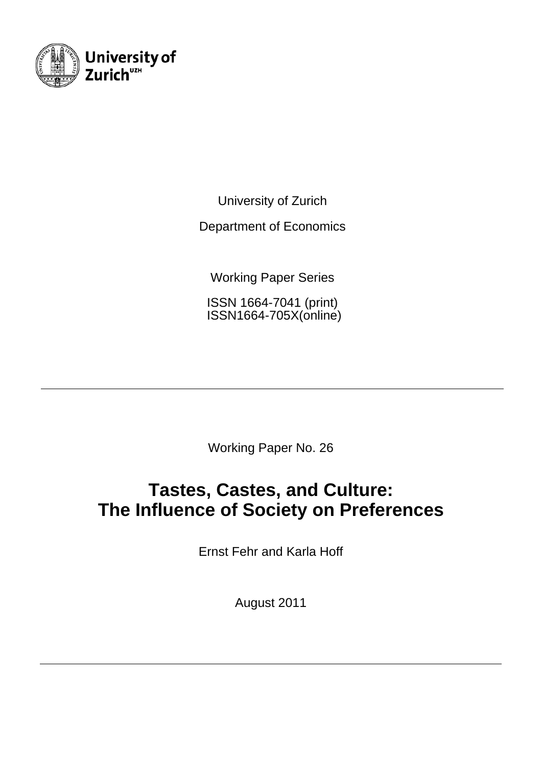University of Zurich

Department of Economics

Working Paper Series

ISSN 1664-7041 (print)
ISSN1664-705X(online)

---

Working Paper No. 26

# Tastes, Castes, and Culture: The Influence of Society on Preferences

Ernst Fehr and Karla Hoff

August 2011

---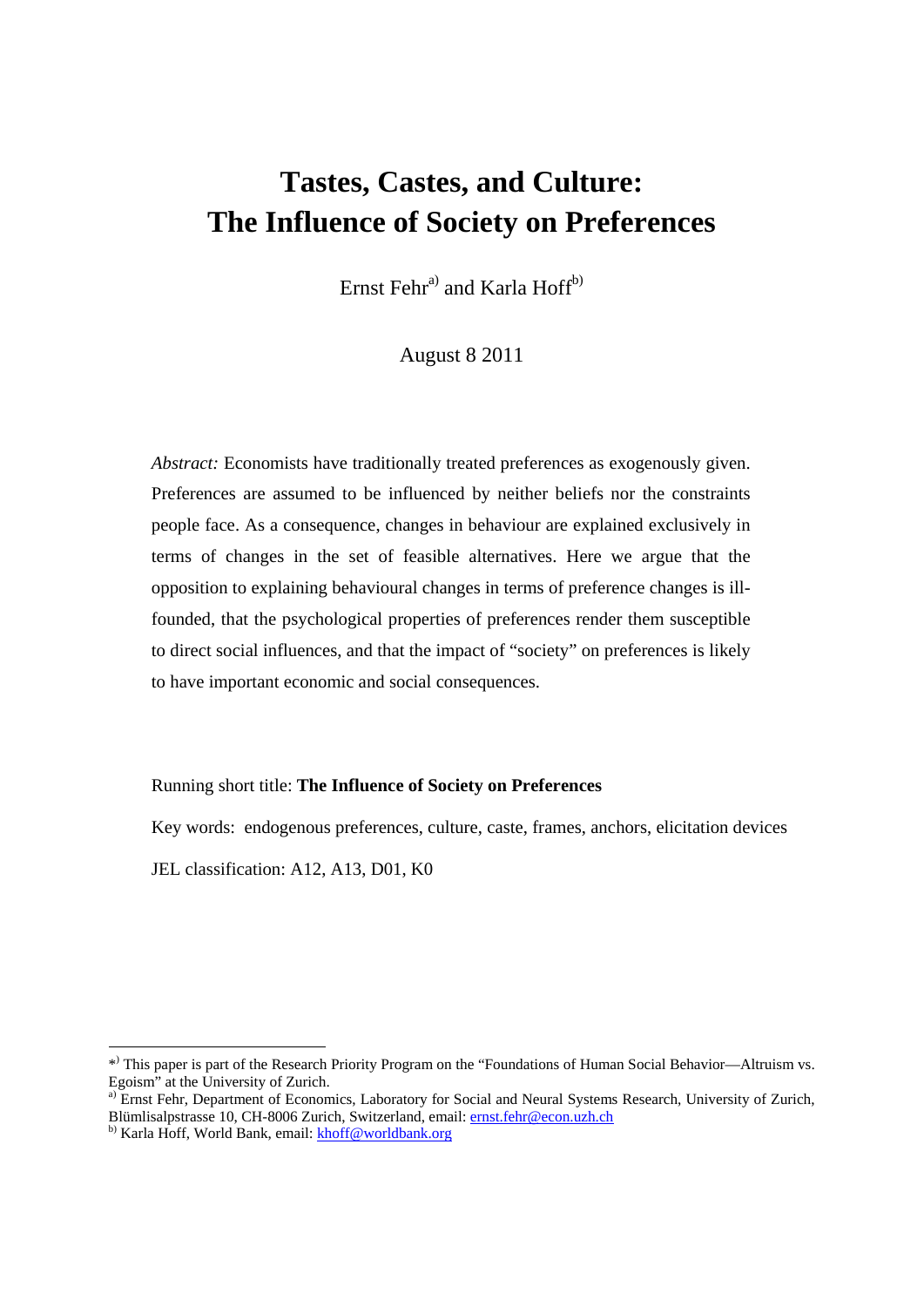# Tastes, Castes, and Culture: The Influence of Society on Preferences

Ernst Fehr[a)] and Karla Hoff[b)]

August 8 2011

*Abstract:* Economists have traditionally treated preferences as exogenously given. Preferences are assumed to be influenced by neither beliefs nor the constraints people face. As a consequence, changes in behaviour are explained exclusively in terms of changes in the set of feasible alternatives. Here we argue that the opposition to explaining behavioural changes in terms of preference changes is ill-founded, that the psychological properties of preferences render them susceptible to direct social influences, and that the impact of "society" on preferences is likely to have important economic and social consequences.

Running short title: **The Influence of Society on Preferences**

Key words: endogenous preferences, culture, caste, frames, anchors, elicitation devices

JEL classification: A12, A13, D01, K0

---

*[)] This paper is part of the Research Priority Program on the "Foundations of Human Social Behavior—Altruism vs. Egoism" at the University of Zurich.

[a)] Ernst Fehr, Department of Economics, Laboratory for Social and Neural Systems Research, University of Zurich, Blümlisalpstrasse 10, CH-8006 Zurich, Switzerland, email: ernst.fehr@econ.uzh.ch

[b)] Karla Hoff, World Bank, email: khoff@worldbank.org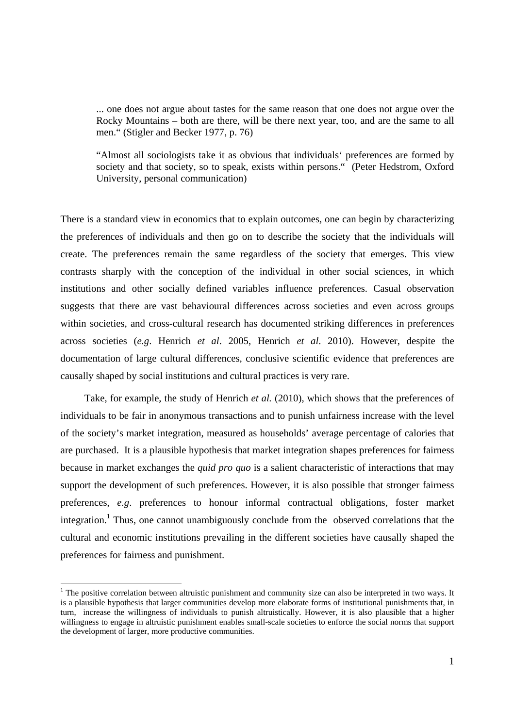> ... one does not argue about tastes for the same reason that one does not argue over the Rocky Mountains – both are there, will be there next year, too, and are the same to all men." (Stigler and Becker 1977, p. 76)

> "Almost all sociologists take it as obvious that individuals' preferences are formed by society and that society, so to speak, exists within persons." (Peter Hedstrom, Oxford University, personal communication)

There is a standard view in economics that to explain outcomes, one can begin by characterizing the preferences of individuals and then go on to describe the society that the individuals will create. The preferences remain the same regardless of the society that emerges. This view contrasts sharply with the conception of the individual in other social sciences, in which institutions and other socially defined variables influence preferences. Casual observation suggests that there are vast behavioural differences across societies and even across groups within societies, and cross-cultural research has documented striking differences in preferences across societies (*e.g*. Henrich *et al*. 2005, Henrich *et al*. 2010). However, despite the documentation of large cultural differences, conclusive scientific evidence that preferences are causally shaped by social institutions and cultural practices is very rare.

Take, for example, the study of Henrich *et al.* (2010), which shows that the preferences of individuals to be fair in anonymous transactions and to punish unfairness increase with the level of the society's market integration, measured as households' average percentage of calories that are purchased. It is a plausible hypothesis that market integration shapes preferences for fairness because in market exchanges the *quid pro quo* is a salient characteristic of interactions that may support the development of such preferences. However, it is also possible that stronger fairness preferences, *e.g*. preferences to honour informal contractual obligations, foster market integration.[1] Thus, one cannot unambiguously conclude from the observed correlations that the cultural and economic institutions prevailing in the different societies have causally shaped the preferences for fairness and punishment.

[1] The positive correlation between altruistic punishment and community size can also be interpreted in two ways. It is a plausible hypothesis that larger communities develop more elaborate forms of institutional punishments that, in turn, increase the willingness of individuals to punish altruistically. However, it is also plausible that a higher willingness to engage in altruistic punishment enables small-scale societies to enforce the social norms that support the development of larger, more productive communities.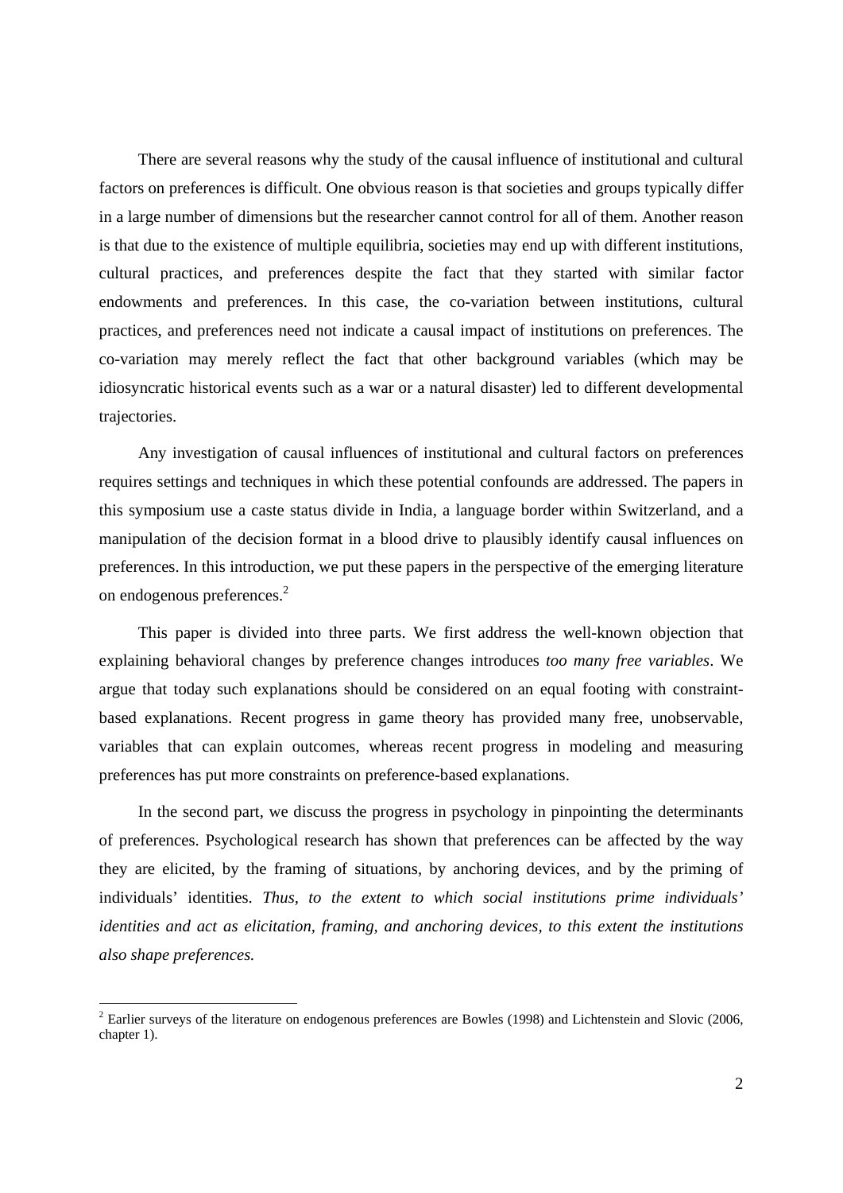There are several reasons why the study of the causal influence of institutional and cultural factors on preferences is difficult. One obvious reason is that societies and groups typically differ in a large number of dimensions but the researcher cannot control for all of them. Another reason is that due to the existence of multiple equilibria, societies may end up with different institutions, cultural practices, and preferences despite the fact that they started with similar factor endowments and preferences. In this case, the co-variation between institutions, cultural practices, and preferences need not indicate a causal impact of institutions on preferences. The co-variation may merely reflect the fact that other background variables (which may be idiosyncratic historical events such as a war or a natural disaster) led to different developmental trajectories.

Any investigation of causal influences of institutional and cultural factors on preferences requires settings and techniques in which these potential confounds are addressed. The papers in this symposium use a caste status divide in India, a language border within Switzerland, and a manipulation of the decision format in a blood drive to plausibly identify causal influences on preferences. In this introduction, we put these papers in the perspective of the emerging literature on endogenous preferences.[2]

This paper is divided into three parts. We first address the well-known objection that explaining behavioral changes by preference changes introduces *too many free variables*. We argue that today such explanations should be considered on an equal footing with constraint-based explanations. Recent progress in game theory has provided many free, unobservable, variables that can explain outcomes, whereas recent progress in modeling and measuring preferences has put more constraints on preference-based explanations.

In the second part, we discuss the progress in psychology in pinpointing the determinants of preferences. Psychological research has shown that preferences can be affected by the way they are elicited, by the framing of situations, by anchoring devices, and by the priming of individuals' identities. *Thus, to the extent to which social institutions prime individuals' identities and act as elicitation, framing, and anchoring devices, to this extent the institutions also shape preferences.*

[2] Earlier surveys of the literature on endogenous preferences are Bowles (1998) and Lichtenstein and Slovic (2006, chapter 1).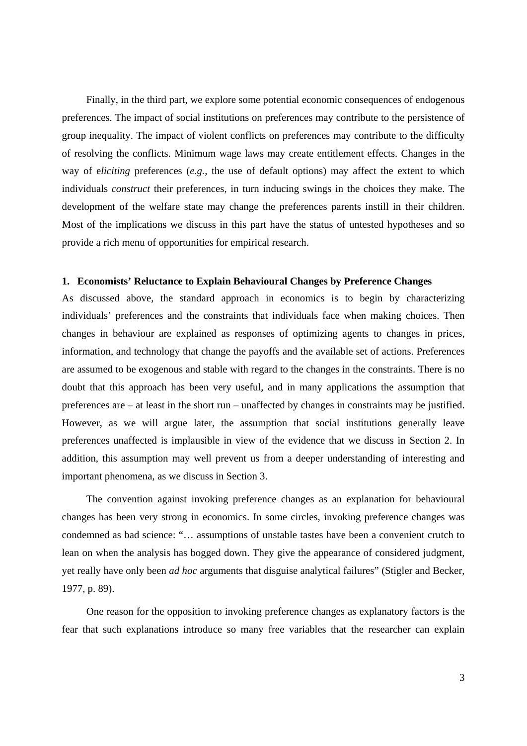Finally, in the third part, we explore some potential economic consequences of endogenous preferences. The impact of social institutions on preferences may contribute to the persistence of group inequality. The impact of violent conflicts on preferences may contribute to the difficulty of resolving the conflicts. Minimum wage laws may create entitlement effects. Changes in the way of e*liciting* preferences (*e.g.*, the use of default options) may affect the extent to which individuals *construct* their preferences, in turn inducing swings in the choices they make. The development of the welfare state may change the preferences parents instill in their children. Most of the implications we discuss in this part have the status of untested hypotheses and so provide a rich menu of opportunities for empirical research.

## 1. Economists' Reluctance to Explain Behavioural Changes by Preference Changes

As discussed above, the standard approach in economics is to begin by characterizing individuals' preferences and the constraints that individuals face when making choices. Then changes in behaviour are explained as responses of optimizing agents to changes in prices, information, and technology that change the payoffs and the available set of actions. Preferences are assumed to be exogenous and stable with regard to the changes in the constraints. There is no doubt that this approach has been very useful, and in many applications the assumption that preferences are – at least in the short run – unaffected by changes in constraints may be justified. However, as we will argue later, the assumption that social institutions generally leave preferences unaffected is implausible in view of the evidence that we discuss in Section 2. In addition, this assumption may well prevent us from a deeper understanding of interesting and important phenomena, as we discuss in Section 3.

The convention against invoking preference changes as an explanation for behavioural changes has been very strong in economics. In some circles, invoking preference changes was condemned as bad science: "… assumptions of unstable tastes have been a convenient crutch to lean on when the analysis has bogged down. They give the appearance of considered judgment, yet really have only been *ad hoc* arguments that disguise analytical failures" (Stigler and Becker, 1977, p. 89).

One reason for the opposition to invoking preference changes as explanatory factors is the fear that such explanations introduce so many free variables that the researcher can explain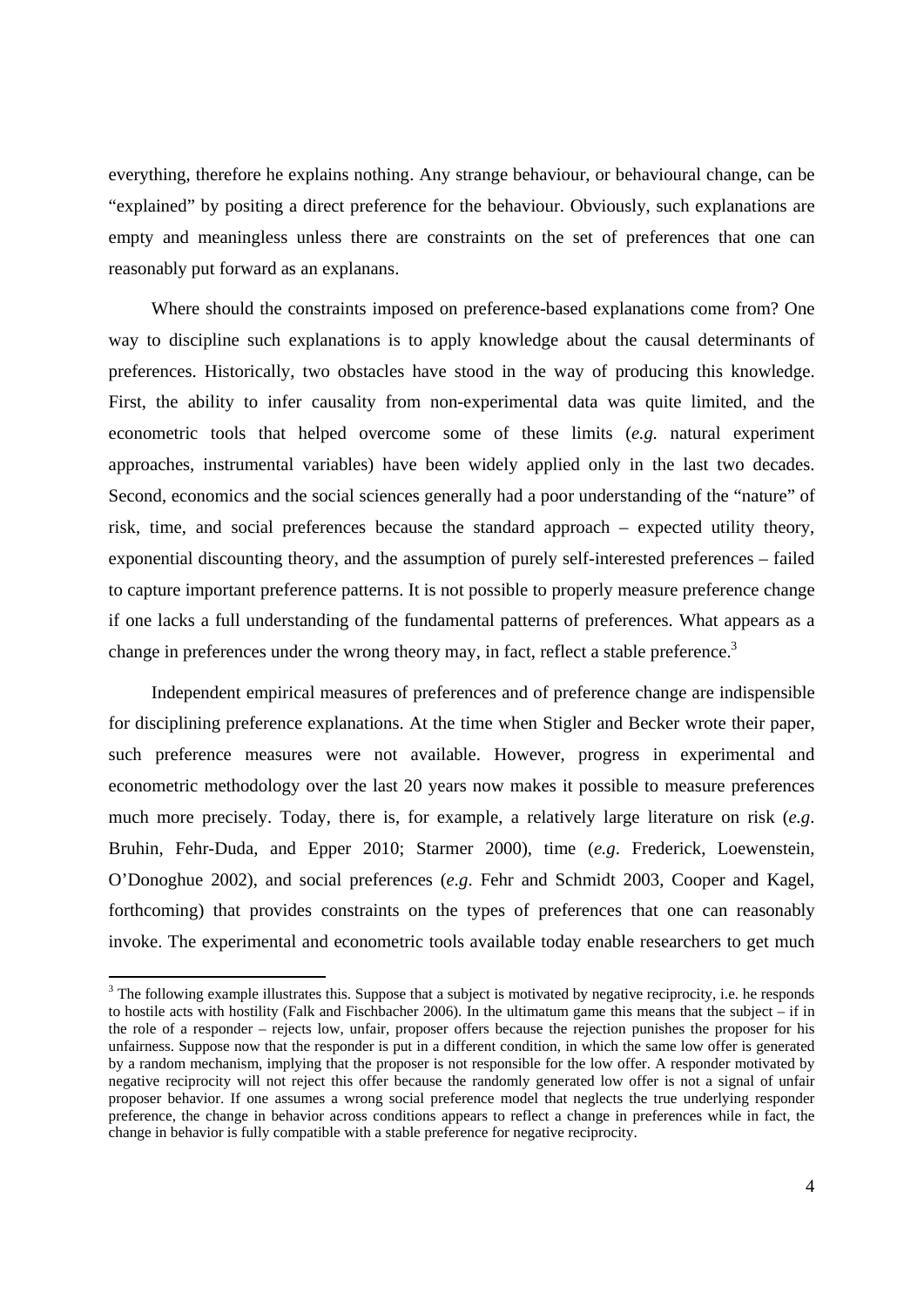everything, therefore he explains nothing. Any strange behaviour, or behavioural change, can be "explained" by positing a direct preference for the behaviour. Obviously, such explanations are empty and meaningless unless there are constraints on the set of preferences that one can reasonably put forward as an explanans.

Where should the constraints imposed on preference-based explanations come from? One way to discipline such explanations is to apply knowledge about the causal determinants of preferences. Historically, two obstacles have stood in the way of producing this knowledge. First, the ability to infer causality from non-experimental data was quite limited, and the econometric tools that helped overcome some of these limits (*e.g.* natural experiment approaches, instrumental variables) have been widely applied only in the last two decades. Second, economics and the social sciences generally had a poor understanding of the "nature" of risk, time, and social preferences because the standard approach – expected utility theory, exponential discounting theory, and the assumption of purely self-interested preferences – failed to capture important preference patterns. It is not possible to properly measure preference change if one lacks a full understanding of the fundamental patterns of preferences. What appears as a change in preferences under the wrong theory may, in fact, reflect a stable preference.[3]

Independent empirical measures of preferences and of preference change are indispensible for disciplining preference explanations. At the time when Stigler and Becker wrote their paper, such preference measures were not available. However, progress in experimental and econometric methodology over the last 20 years now makes it possible to measure preferences much more precisely. Today, there is, for example, a relatively large literature on risk (*e.g*. Bruhin, Fehr-Duda, and Epper 2010; Starmer 2000), time (*e.g*. Frederick, Loewenstein, O'Donoghue 2002), and social preferences (*e.g*. Fehr and Schmidt 2003, Cooper and Kagel, forthcoming) that provides constraints on the types of preferences that one can reasonably invoke. The experimental and econometric tools available today enable researchers to get much

---

[3] The following example illustrates this. Suppose that a subject is motivated by negative reciprocity, i.e. he responds to hostile acts with hostility (Falk and Fischbacher 2006). In the ultimatum game this means that the subject – if in the role of a responder – rejects low, unfair, proposer offers because the rejection punishes the proposer for his unfairness. Suppose now that the responder is put in a different condition, in which the same low offer is generated by a random mechanism, implying that the proposer is not responsible for the low offer. A responder motivated by negative reciprocity will not reject this offer because the randomly generated low offer is not a signal of unfair proposer behavior. If one assumes a wrong social preference model that neglects the true underlying responder preference, the change in behavior across conditions appears to reflect a change in preferences while in fact, the change in behavior is fully compatible with a stable preference for negative reciprocity.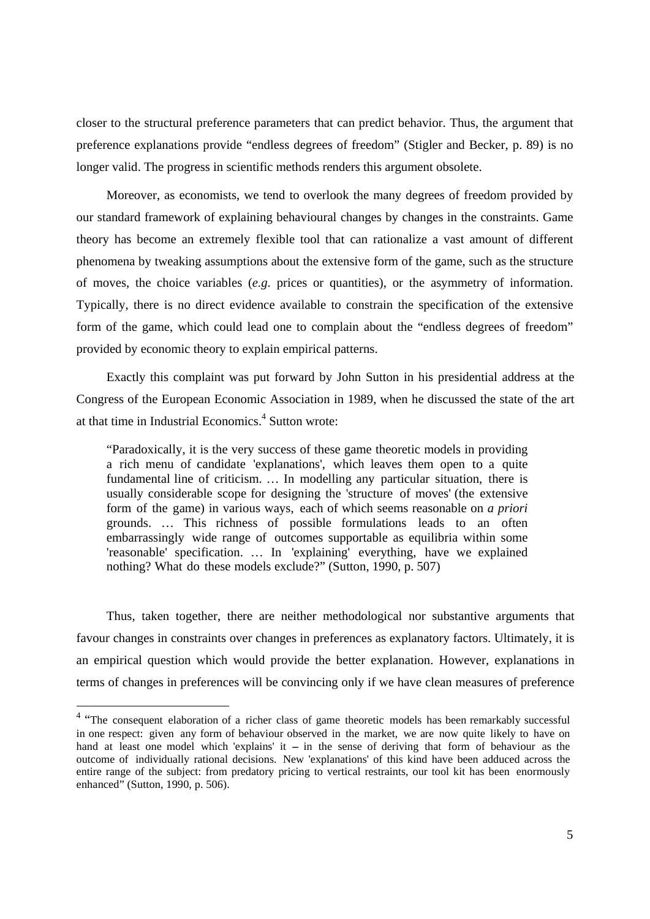closer to the structural preference parameters that can predict behavior. Thus, the argument that preference explanations provide "endless degrees of freedom" (Stigler and Becker, p. 89) is no longer valid. The progress in scientific methods renders this argument obsolete.

Moreover, as economists, we tend to overlook the many degrees of freedom provided by our standard framework of explaining behavioural changes by changes in the constraints. Game theory has become an extremely flexible tool that can rationalize a vast amount of different phenomena by tweaking assumptions about the extensive form of the game, such as the structure of moves, the choice variables (*e.g.* prices or quantities), or the asymmetry of information. Typically, there is no direct evidence available to constrain the specification of the extensive form of the game, which could lead one to complain about the "endless degrees of freedom" provided by economic theory to explain empirical patterns.

Exactly this complaint was put forward by John Sutton in his presidential address at the Congress of the European Economic Association in 1989, when he discussed the state of the art at that time in Industrial Economics.[4] Sutton wrote:

> "Paradoxically, it is the very success of these game theoretic models in providing a rich menu of candidate 'explanations', which leaves them open to a quite fundamental line of criticism. … In modelling any particular situation, there is usually considerable scope for designing the 'structure of moves' (the extensive form of the game) in various ways, each of which seems reasonable on *a priori* grounds. … This richness of possible formulations leads to an often embarrassingly wide range of outcomes supportable as equilibria within some 'reasonable' specification. … In 'explaining' everything, have we explained nothing? What do these models exclude?" (Sutton, 1990, p. 507)

Thus, taken together, there are neither methodological nor substantive arguments that favour changes in constraints over changes in preferences as explanatory factors. Ultimately, it is an empirical question which would provide the better explanation. However, explanations in terms of changes in preferences will be convincing only if we have clean measures of preference

[4] "The consequent elaboration of a richer class of game theoretic models has been remarkably successful in one respect: given any form of behaviour observed in the market, we are now quite likely to have on hand at least one model which 'explains' it – in the sense of deriving that form of behaviour as the outcome of individually rational decisions. New 'explanations' of this kind have been adduced across the entire range of the subject: from predatory pricing to vertical restraints, our tool kit has been enormously enhanced" (Sutton, 1990, p. 506).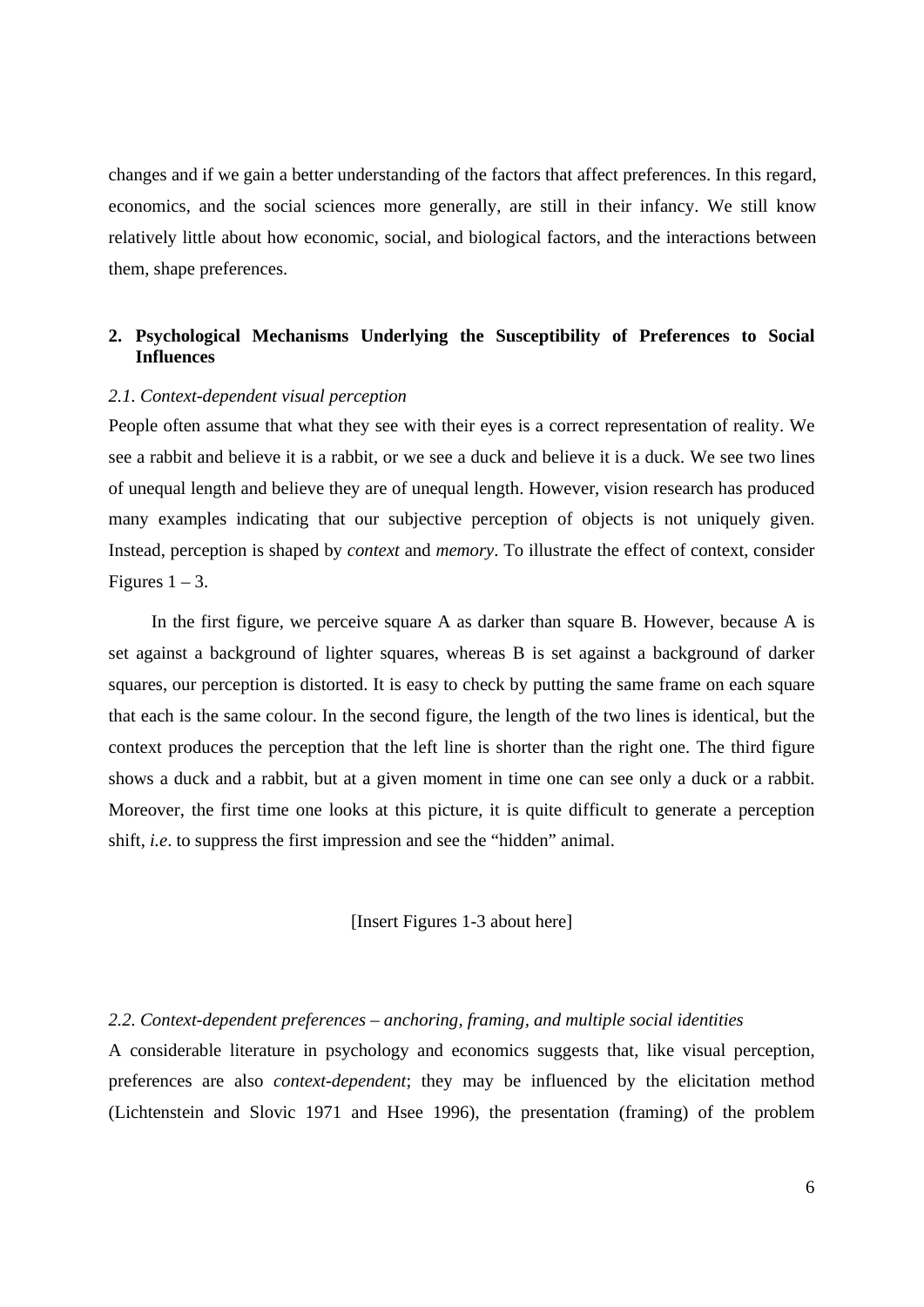changes and if we gain a better understanding of the factors that affect preferences. In this regard, economics, and the social sciences more generally, are still in their infancy. We still know relatively little about how economic, social, and biological factors, and the interactions between them, shape preferences.

## 2. Psychological Mechanisms Underlying the Susceptibility of Preferences to Social Influences

### *2.1. Context-dependent visual perception*

People often assume that what they see with their eyes is a correct representation of reality. We see a rabbit and believe it is a rabbit, or we see a duck and believe it is a duck. We see two lines of unequal length and believe they are of unequal length. However, vision research has produced many examples indicating that our subjective perception of objects is not uniquely given. Instead, perception is shaped by *context* and *memory*. To illustrate the effect of context, consider Figures 1 – 3.

In the first figure, we perceive square A as darker than square B. However, because A is set against a background of lighter squares, whereas B is set against a background of darker squares, our perception is distorted. It is easy to check by putting the same frame on each square that each is the same colour. In the second figure, the length of the two lines is identical, but the context produces the perception that the left line is shorter than the right one. The third figure shows a duck and a rabbit, but at a given moment in time one can see only a duck or a rabbit. Moreover, the first time one looks at this picture, it is quite difficult to generate a perception shift, *i.e*. to suppress the first impression and see the "hidden" animal.

[Insert Figures 1-3 about here]

### *2.2. Context-dependent preferences – anchoring, framing, and multiple social identities*

A considerable literature in psychology and economics suggests that, like visual perception, preferences are also *context-dependent*; they may be influenced by the elicitation method (Lichtenstein and Slovic 1971 and Hsee 1996), the presentation (framing) of the problem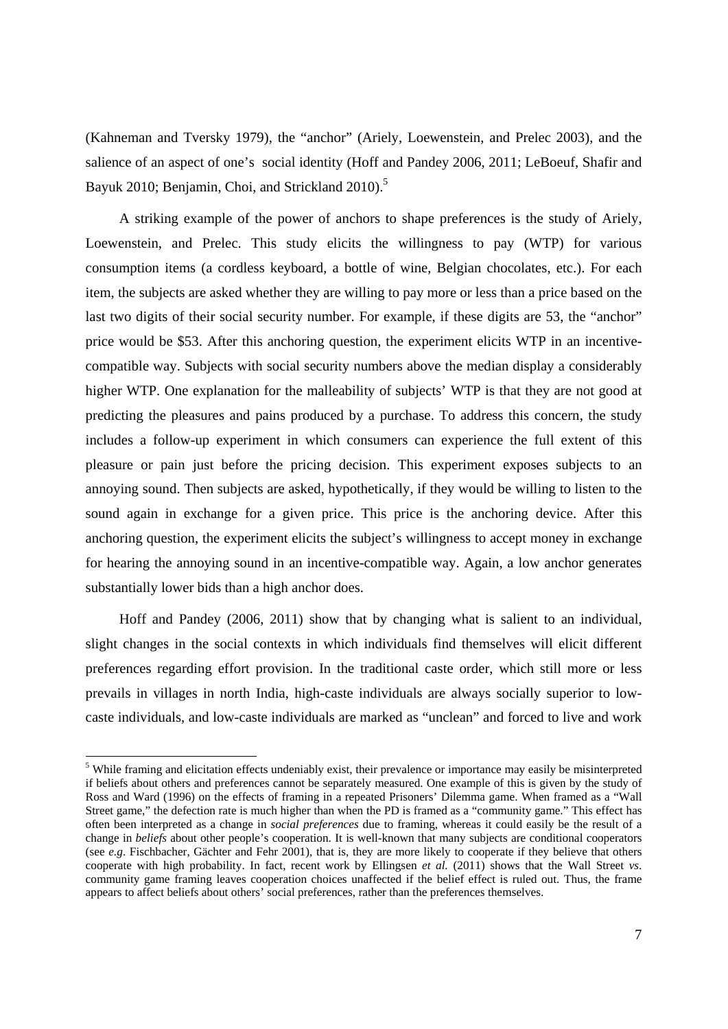(Kahneman and Tversky 1979), the "anchor" (Ariely, Loewenstein, and Prelec 2003), and the salience of an aspect of one's social identity (Hoff and Pandey 2006, 2011; LeBoeuf, Shafir and Bayuk 2010; Benjamin, Choi, and Strickland 2010).[5]

A striking example of the power of anchors to shape preferences is the study of Ariely, Loewenstein, and Prelec. This study elicits the willingness to pay (WTP) for various consumption items (a cordless keyboard, a bottle of wine, Belgian chocolates, etc.). For each item, the subjects are asked whether they are willing to pay more or less than a price based on the last two digits of their social security number. For example, if these digits are 53, the "anchor" price would be $53. After this anchoring question, the experiment elicits WTP in an incentive-compatible way. Subjects with social security numbers above the median display a considerably higher WTP. One explanation for the malleability of subjects' WTP is that they are not good at predicting the pleasures and pains produced by a purchase. To address this concern, the study includes a follow-up experiment in which consumers can experience the full extent of this pleasure or pain just before the pricing decision. This experiment exposes subjects to an annoying sound. Then subjects are asked, hypothetically, if they would be willing to listen to the sound again in exchange for a given price. This price is the anchoring device. After this anchoring question, the experiment elicits the subject's willingness to accept money in exchange for hearing the annoying sound in an incentive-compatible way. Again, a low anchor generates substantially lower bids than a high anchor does.

Hoff and Pandey (2006, 2011) show that by changing what is salient to an individual, slight changes in the social contexts in which individuals find themselves will elicit different preferences regarding effort provision. In the traditional caste order, which still more or less prevails in villages in north India, high-caste individuals are always socially superior to low-caste individuals, and low-caste individuals are marked as "unclean" and forced to live and work

---

[5] While framing and elicitation effects undeniably exist, their prevalence or importance may easily be misinterpreted if beliefs about others and preferences cannot be separately measured. One example of this is given by the study of Ross and Ward (1996) on the effects of framing in a repeated Prisoners' Dilemma game. When framed as a "Wall Street game," the defection rate is much higher than when the PD is framed as a "community game." This effect has often been interpreted as a change in *social preferences* due to framing, whereas it could easily be the result of a change in *beliefs* about other people's cooperation. It is well-known that many subjects are conditional cooperators (see *e.g*. Fischbacher, Gächter and Fehr 2001), that is, they are more likely to cooperate if they believe that others cooperate with high probability. In fact, recent work by Ellingsen *et al.* (2011) shows that the Wall Street *vs*. community game framing leaves cooperation choices unaffected if the belief effect is ruled out. Thus, the frame appears to affect beliefs about others' social preferences, rather than the preferences themselves.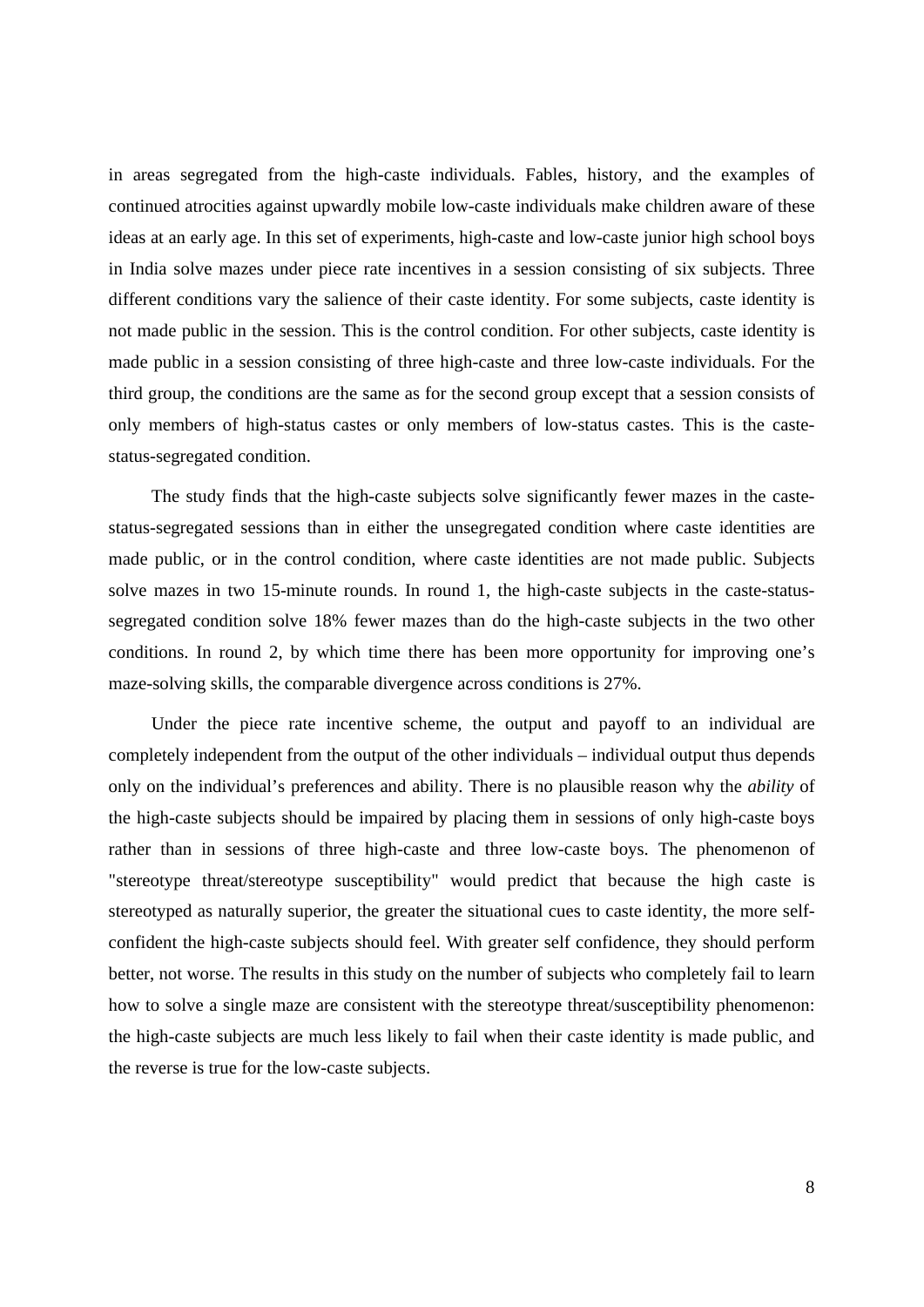in areas segregated from the high-caste individuals. Fables, history, and the examples of continued atrocities against upwardly mobile low-caste individuals make children aware of these ideas at an early age. In this set of experiments, high-caste and low-caste junior high school boys in India solve mazes under piece rate incentives in a session consisting of six subjects. Three different conditions vary the salience of their caste identity. For some subjects, caste identity is not made public in the session. This is the control condition. For other subjects, caste identity is made public in a session consisting of three high-caste and three low-caste individuals. For the third group, the conditions are the same as for the second group except that a session consists of only members of high-status castes or only members of low-status castes. This is the caste-status-segregated condition.

The study finds that the high-caste subjects solve significantly fewer mazes in the caste-status-segregated sessions than in either the unsegregated condition where caste identities are made public, or in the control condition, where caste identities are not made public. Subjects solve mazes in two 15-minute rounds. In round 1, the high-caste subjects in the caste-status-segregated condition solve 18% fewer mazes than do the high-caste subjects in the two other conditions. In round 2, by which time there has been more opportunity for improving one's maze-solving skills, the comparable divergence across conditions is 27%.

Under the piece rate incentive scheme, the output and payoff to an individual are completely independent from the output of the other individuals – individual output thus depends only on the individual's preferences and ability. There is no plausible reason why the *ability* of the high-caste subjects should be impaired by placing them in sessions of only high-caste boys rather than in sessions of three high-caste and three low-caste boys. The phenomenon of "stereotype threat/stereotype susceptibility" would predict that because the high caste is stereotyped as naturally superior, the greater the situational cues to caste identity, the more self-confident the high-caste subjects should feel. With greater self confidence, they should perform better, not worse. The results in this study on the number of subjects who completely fail to learn how to solve a single maze are consistent with the stereotype threat/susceptibility phenomenon: the high-caste subjects are much less likely to fail when their caste identity is made public, and the reverse is true for the low-caste subjects.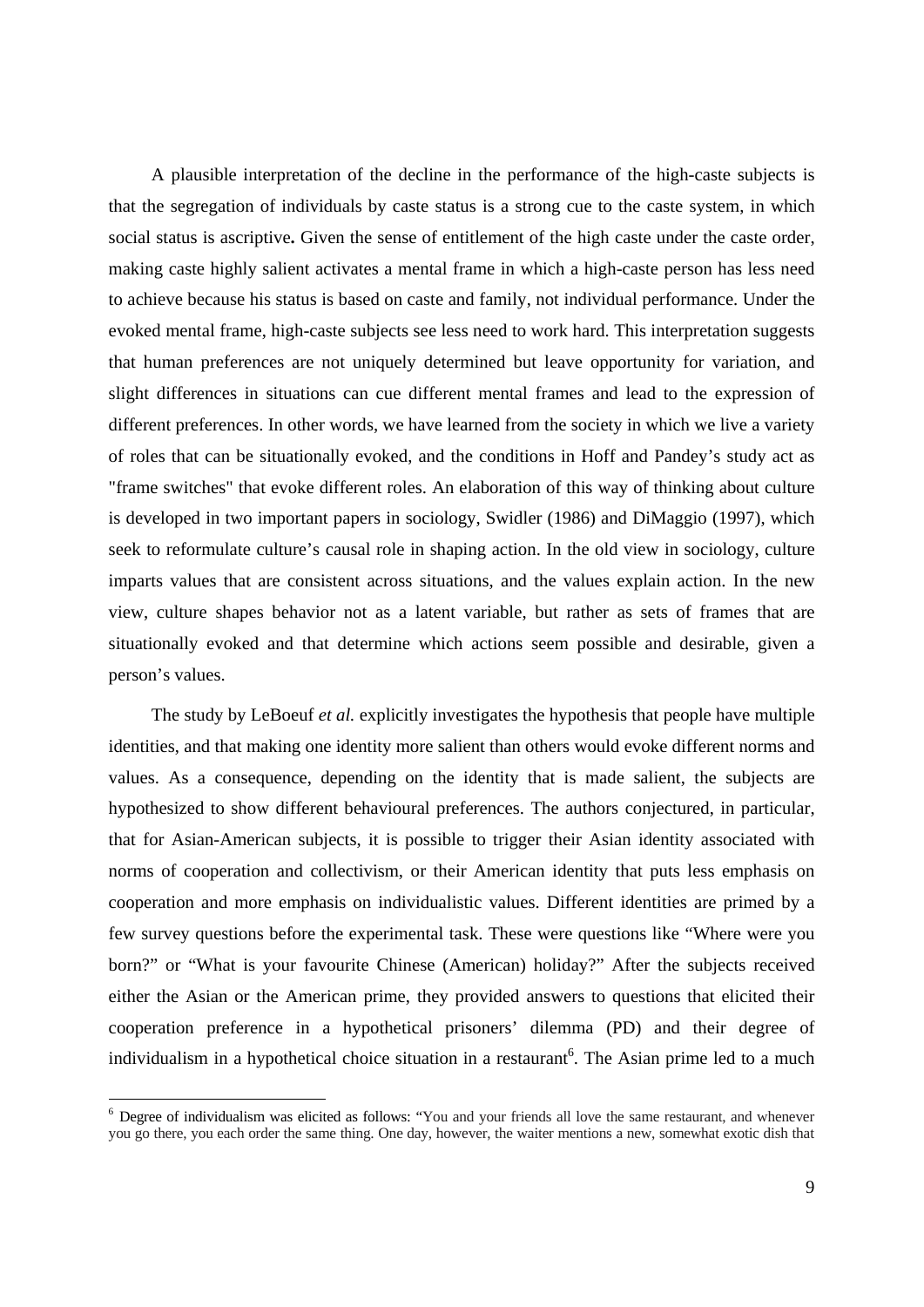A plausible interpretation of the decline in the performance of the high-caste subjects is that the segregation of individuals by caste status is a strong cue to the caste system, in which social status is ascriptive**.** Given the sense of entitlement of the high caste under the caste order, making caste highly salient activates a mental frame in which a high-caste person has less need to achieve because his status is based on caste and family, not individual performance. Under the evoked mental frame, high-caste subjects see less need to work hard. This interpretation suggests that human preferences are not uniquely determined but leave opportunity for variation, and slight differences in situations can cue different mental frames and lead to the expression of different preferences. In other words, we have learned from the society in which we live a variety of roles that can be situationally evoked, and the conditions in Hoff and Pandey's study act as "frame switches" that evoke different roles. An elaboration of this way of thinking about culture is developed in two important papers in sociology, Swidler (1986) and DiMaggio (1997), which seek to reformulate culture's causal role in shaping action. In the old view in sociology, culture imparts values that are consistent across situations, and the values explain action. In the new view, culture shapes behavior not as a latent variable, but rather as sets of frames that are situationally evoked and that determine which actions seem possible and desirable, given a person's values.

The study by LeBoeuf *et al.* explicitly investigates the hypothesis that people have multiple identities, and that making one identity more salient than others would evoke different norms and values. As a consequence, depending on the identity that is made salient, the subjects are hypothesized to show different behavioural preferences. The authors conjectured, in particular, that for Asian-American subjects, it is possible to trigger their Asian identity associated with norms of cooperation and collectivism, or their American identity that puts less emphasis on cooperation and more emphasis on individualistic values. Different identities are primed by a few survey questions before the experimental task. These were questions like "Where were you born?" or "What is your favourite Chinese (American) holiday?" After the subjects received either the Asian or the American prime, they provided answers to questions that elicited their cooperation preference in a hypothetical prisoners' dilemma (PD) and their degree of individualism in a hypothetical choice situation in a restaurant[6]. The Asian prime led to a much

[6] Degree of individualism was elicited as follows: "You and your friends all love the same restaurant, and whenever you go there, you each order the same thing. One day, however, the waiter mentions a new, somewhat exotic dish that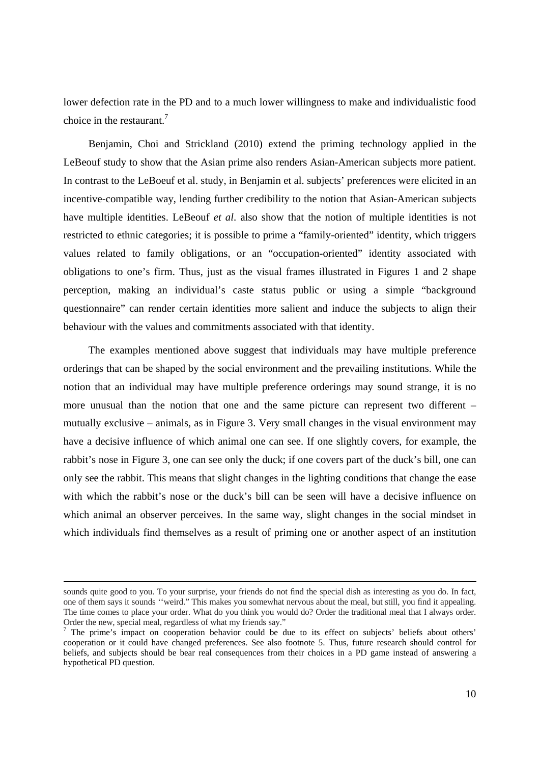lower defection rate in the PD and to a much lower willingness to make and individualistic food choice in the restaurant.[7]

Benjamin, Choi and Strickland (2010) extend the priming technology applied in the LeBeouf study to show that the Asian prime also renders Asian-American subjects more patient. In contrast to the LeBoeuf et al. study, in Benjamin et al. subjects' preferences were elicited in an incentive-compatible way, lending further credibility to the notion that Asian-American subjects have multiple identities. LeBeouf *et al*. also show that the notion of multiple identities is not restricted to ethnic categories; it is possible to prime a "family-oriented" identity, which triggers values related to family obligations, or an "occupation-oriented" identity associated with obligations to one's firm. Thus, just as the visual frames illustrated in Figures 1 and 2 shape perception, making an individual's caste status public or using a simple "background questionnaire" can render certain identities more salient and induce the subjects to align their behaviour with the values and commitments associated with that identity.

The examples mentioned above suggest that individuals may have multiple preference orderings that can be shaped by the social environment and the prevailing institutions. While the notion that an individual may have multiple preference orderings may sound strange, it is no more unusual than the notion that one and the same picture can represent two different – mutually exclusive – animals, as in Figure 3. Very small changes in the visual environment may have a decisive influence of which animal one can see. If one slightly covers, for example, the rabbit's nose in Figure 3, one can see only the duck; if one covers part of the duck's bill, one can only see the rabbit. This means that slight changes in the lighting conditions that change the ease with which the rabbit's nose or the duck's bill can be seen will have a decisive influence on which animal an observer perceives. In the same way, slight changes in the social mindset in which individuals find themselves as a result of priming one or another aspect of an institution

---

sounds quite good to you. To your surprise, your friends do not find the special dish as interesting as you do. In fact, one of them says it sounds ''weird." This makes you somewhat nervous about the meal, but still, you find it appealing. The time comes to place your order. What do you think you would do? Order the traditional meal that I always order. Order the new, special meal, regardless of what my friends say."

[7] The prime's impact on cooperation behavior could be due to its effect on subjects' beliefs about others' cooperation or it could have changed preferences. See also footnote 5. Thus, future research should control for beliefs, and subjects should be bear real consequences from their choices in a PD game instead of answering a hypothetical PD question.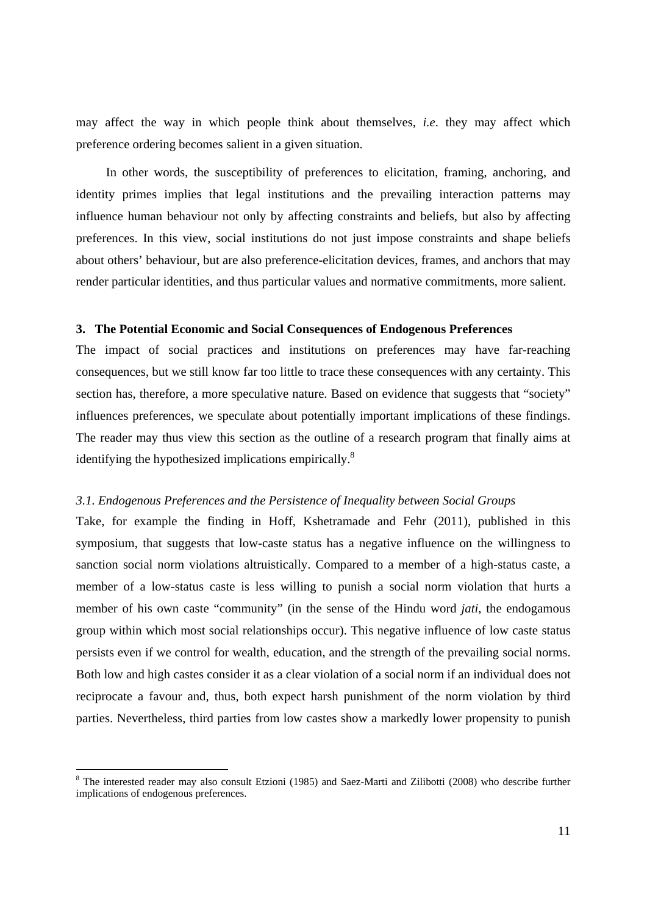may affect the way in which people think about themselves, *i.e.* they may affect which preference ordering becomes salient in a given situation.

In other words, the susceptibility of preferences to elicitation, framing, anchoring, and identity primes implies that legal institutions and the prevailing interaction patterns may influence human behaviour not only by affecting constraints and beliefs, but also by affecting preferences. In this view, social institutions do not just impose constraints and shape beliefs about others' behaviour, but are also preference-elicitation devices, frames, and anchors that may render particular identities, and thus particular values and normative commitments, more salient.

## 3. The Potential Economic and Social Consequences of Endogenous Preferences

The impact of social practices and institutions on preferences may have far-reaching consequences, but we still know far too little to trace these consequences with any certainty. This section has, therefore, a more speculative nature. Based on evidence that suggests that "society" influences preferences, we speculate about potentially important implications of these findings. The reader may thus view this section as the outline of a research program that finally aims at identifying the hypothesized implications empirically.[8]

### *3.1. Endogenous Preferences and the Persistence of Inequality between Social Groups*

Take, for example the finding in Hoff, Kshetramade and Fehr (2011), published in this symposium, that suggests that low-caste status has a negative influence on the willingness to sanction social norm violations altruistically. Compared to a member of a high-status caste, a member of a low-status caste is less willing to punish a social norm violation that hurts a member of his own caste "community" (in the sense of the Hindu word *jati*, the endogamous group within which most social relationships occur). This negative influence of low caste status persists even if we control for wealth, education, and the strength of the prevailing social norms. Both low and high castes consider it as a clear violation of a social norm if an individual does not reciprocate a favour and, thus, both expect harsh punishment of the norm violation by third parties. Nevertheless, third parties from low castes show a markedly lower propensity to punish

[8] The interested reader may also consult Etzioni (1985) and Saez-Marti and Zilibotti (2008) who describe further implications of endogenous preferences.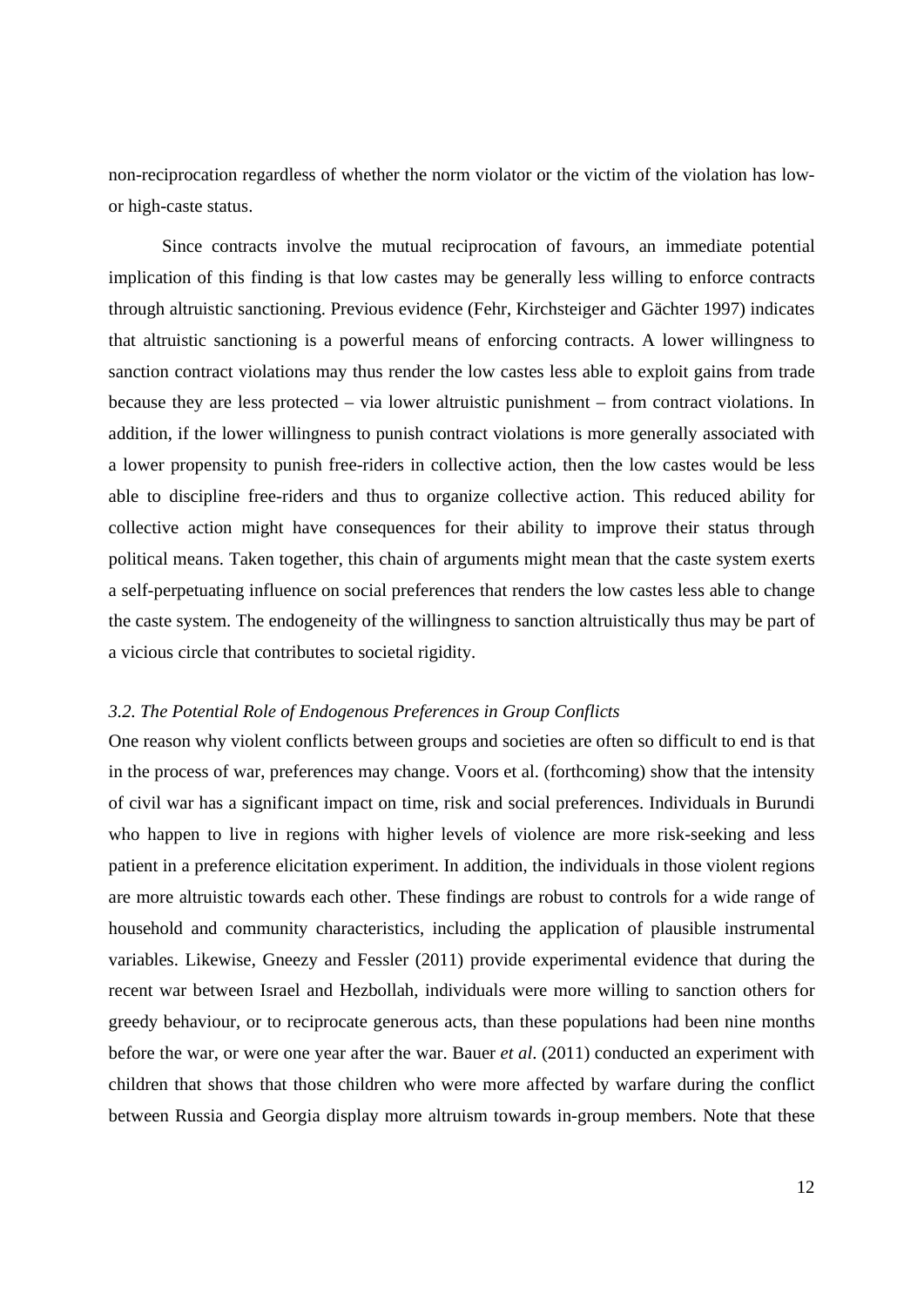non-reciprocation regardless of whether the norm violator or the victim of the violation has low- or high-caste status.

Since contracts involve the mutual reciprocation of favours, an immediate potential implication of this finding is that low castes may be generally less willing to enforce contracts through altruistic sanctioning. Previous evidence (Fehr, Kirchsteiger and Gächter 1997) indicates that altruistic sanctioning is a powerful means of enforcing contracts. A lower willingness to sanction contract violations may thus render the low castes less able to exploit gains from trade because they are less protected – via lower altruistic punishment – from contract violations. In addition, if the lower willingness to punish contract violations is more generally associated with a lower propensity to punish free-riders in collective action, then the low castes would be less able to discipline free-riders and thus to organize collective action. This reduced ability for collective action might have consequences for their ability to improve their status through political means. Taken together, this chain of arguments might mean that the caste system exerts a self-perpetuating influence on social preferences that renders the low castes less able to change the caste system. The endogeneity of the willingness to sanction altruistically thus may be part of a vicious circle that contributes to societal rigidity.

### *3.2. The Potential Role of Endogenous Preferences in Group Conflicts*

One reason why violent conflicts between groups and societies are often so difficult to end is that in the process of war, preferences may change. Voors et al. (forthcoming) show that the intensity of civil war has a significant impact on time, risk and social preferences. Individuals in Burundi who happen to live in regions with higher levels of violence are more risk-seeking and less patient in a preference elicitation experiment. In addition, the individuals in those violent regions are more altruistic towards each other. These findings are robust to controls for a wide range of household and community characteristics, including the application of plausible instrumental variables. Likewise, Gneezy and Fessler (2011) provide experimental evidence that during the recent war between Israel and Hezbollah, individuals were more willing to sanction others for greedy behaviour, or to reciprocate generous acts, than these populations had been nine months before the war, or were one year after the war. Bauer *et al*. (2011) conducted an experiment with children that shows that those children who were more affected by warfare during the conflict between Russia and Georgia display more altruism towards in-group members. Note that these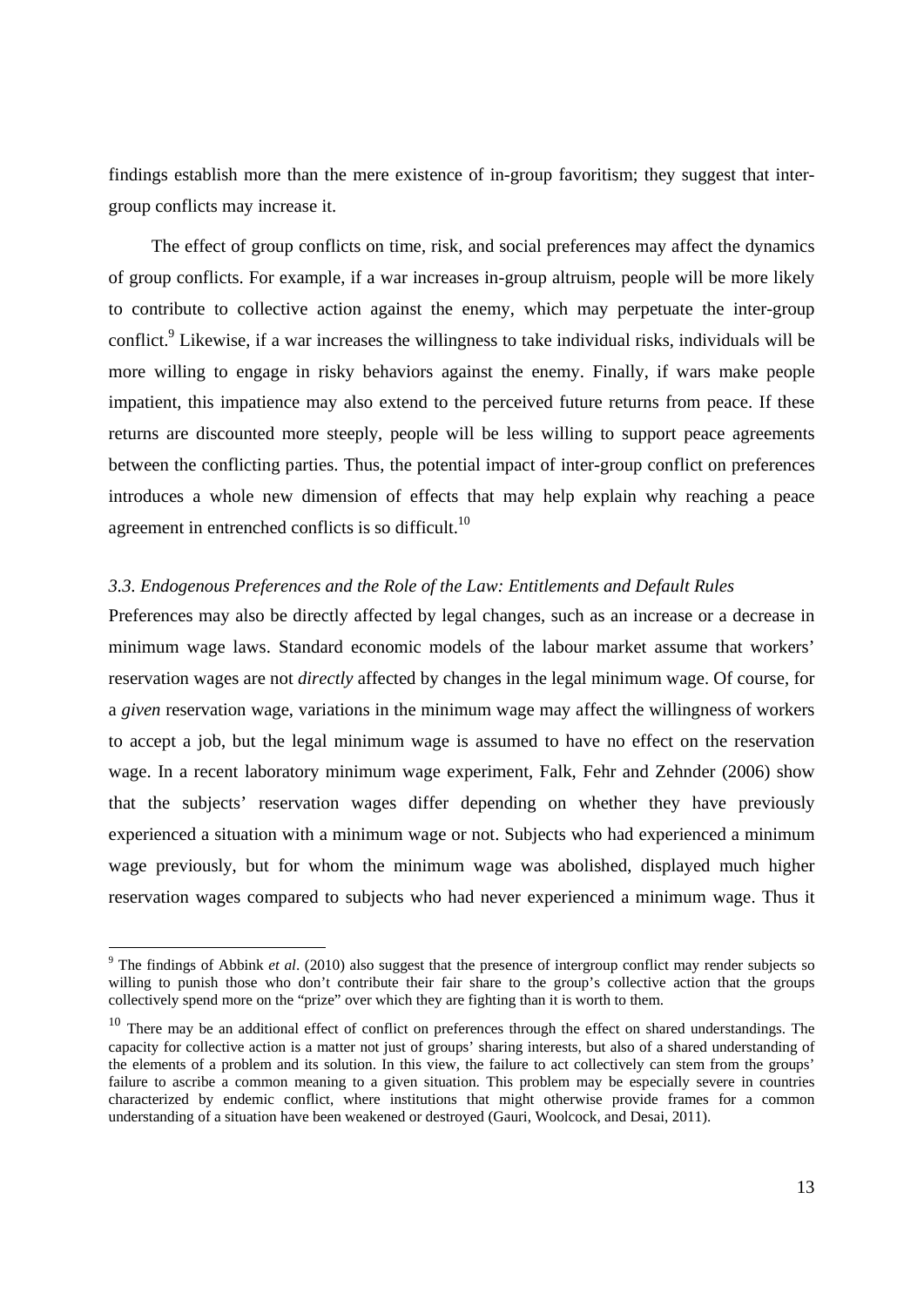findings establish more than the mere existence of in-group favoritism; they suggest that inter-group conflicts may increase it.

The effect of group conflicts on time, risk, and social preferences may affect the dynamics of group conflicts. For example, if a war increases in-group altruism, people will be more likely to contribute to collective action against the enemy, which may perpetuate the inter-group conflict.[9] Likewise, if a war increases the willingness to take individual risks, individuals will be more willing to engage in risky behaviors against the enemy. Finally, if wars make people impatient, this impatience may also extend to the perceived future returns from peace. If these returns are discounted more steeply, people will be less willing to support peace agreements between the conflicting parties. Thus, the potential impact of inter-group conflict on preferences introduces a whole new dimension of effects that may help explain why reaching a peace agreement in entrenched conflicts is so difficult.[10]

### *3.3. Endogenous Preferences and the Role of the Law: Entitlements and Default Rules*

Preferences may also be directly affected by legal changes, such as an increase or a decrease in minimum wage laws. Standard economic models of the labour market assume that workers' reservation wages are not *directly* affected by changes in the legal minimum wage. Of course, for a *given* reservation wage, variations in the minimum wage may affect the willingness of workers to accept a job, but the legal minimum wage is assumed to have no effect on the reservation wage. In a recent laboratory minimum wage experiment, Falk, Fehr and Zehnder (2006) show that the subjects' reservation wages differ depending on whether they have previously experienced a situation with a minimum wage or not. Subjects who had experienced a minimum wage previously, but for whom the minimum wage was abolished, displayed much higher reservation wages compared to subjects who had never experienced a minimum wage. Thus it

---

[9] The findings of Abbink *et al*. (2010) also suggest that the presence of intergroup conflict may render subjects so willing to punish those who don't contribute their fair share to the group's collective action that the groups collectively spend more on the "prize" over which they are fighting than it is worth to them.

[10] There may be an additional effect of conflict on preferences through the effect on shared understandings. The capacity for collective action is a matter not just of groups' sharing interests, but also of a shared understanding of the elements of a problem and its solution. In this view, the failure to act collectively can stem from the groups' failure to ascribe a common meaning to a given situation. This problem may be especially severe in countries characterized by endemic conflict, where institutions that might otherwise provide frames for a common understanding of a situation have been weakened or destroyed (Gauri, Woolcock, and Desai, 2011).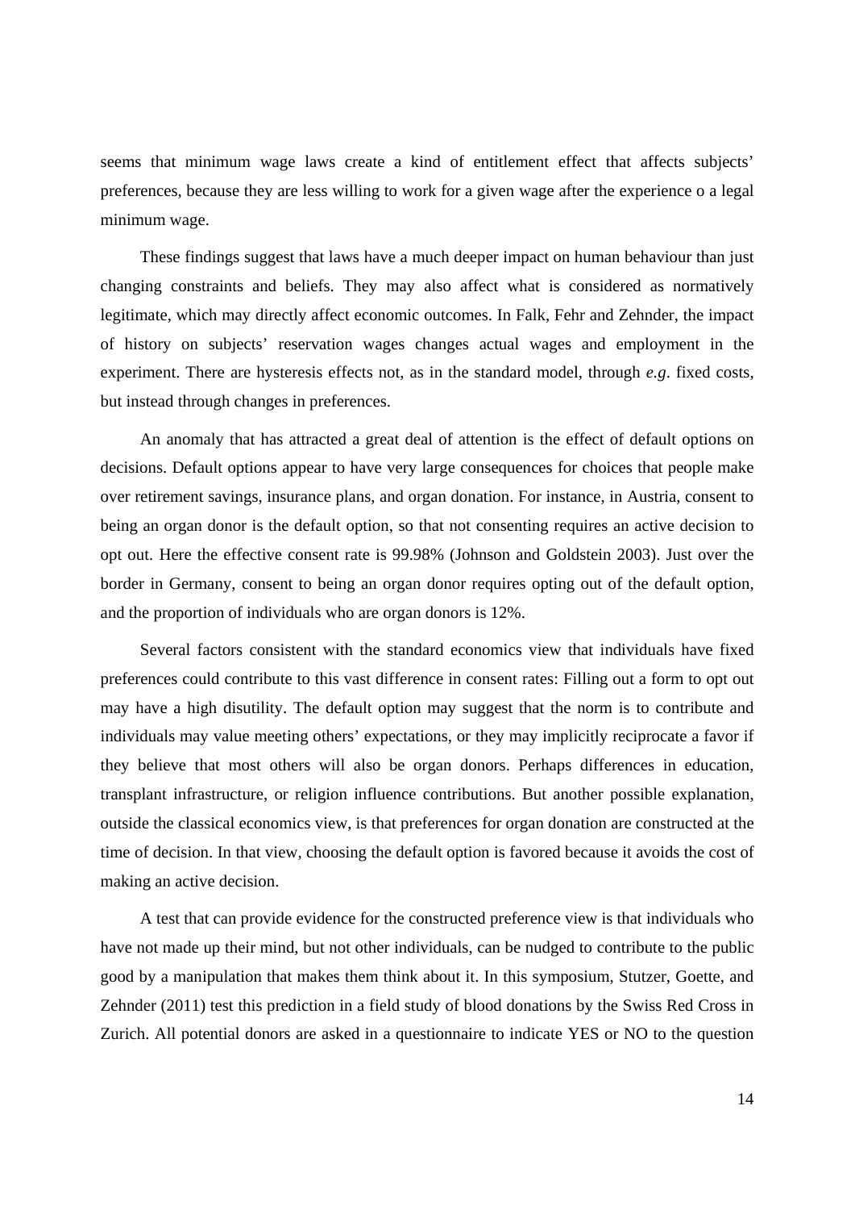seems that minimum wage laws create a kind of entitlement effect that affects subjects' preferences, because they are less willing to work for a given wage after the experience o a legal minimum wage.

These findings suggest that laws have a much deeper impact on human behaviour than just changing constraints and beliefs. They may also affect what is considered as normatively legitimate, which may directly affect economic outcomes. In Falk, Fehr and Zehnder, the impact of history on subjects' reservation wages changes actual wages and employment in the experiment. There are hysteresis effects not, as in the standard model, through *e.g*. fixed costs, but instead through changes in preferences.

An anomaly that has attracted a great deal of attention is the effect of default options on decisions. Default options appear to have very large consequences for choices that people make over retirement savings, insurance plans, and organ donation. For instance, in Austria, consent to being an organ donor is the default option, so that not consenting requires an active decision to opt out. Here the effective consent rate is 99.98% (Johnson and Goldstein 2003). Just over the border in Germany, consent to being an organ donor requires opting out of the default option, and the proportion of individuals who are organ donors is 12%.

Several factors consistent with the standard economics view that individuals have fixed preferences could contribute to this vast difference in consent rates: Filling out a form to opt out may have a high disutility. The default option may suggest that the norm is to contribute and individuals may value meeting others' expectations, or they may implicitly reciprocate a favor if they believe that most others will also be organ donors. Perhaps differences in education, transplant infrastructure, or religion influence contributions. But another possible explanation, outside the classical economics view, is that preferences for organ donation are constructed at the time of decision. In that view, choosing the default option is favored because it avoids the cost of making an active decision.

A test that can provide evidence for the constructed preference view is that individuals who have not made up their mind, but not other individuals, can be nudged to contribute to the public good by a manipulation that makes them think about it. In this symposium, Stutzer, Goette, and Zehnder (2011) test this prediction in a field study of blood donations by the Swiss Red Cross in Zurich. All potential donors are asked in a questionnaire to indicate YES or NO to the question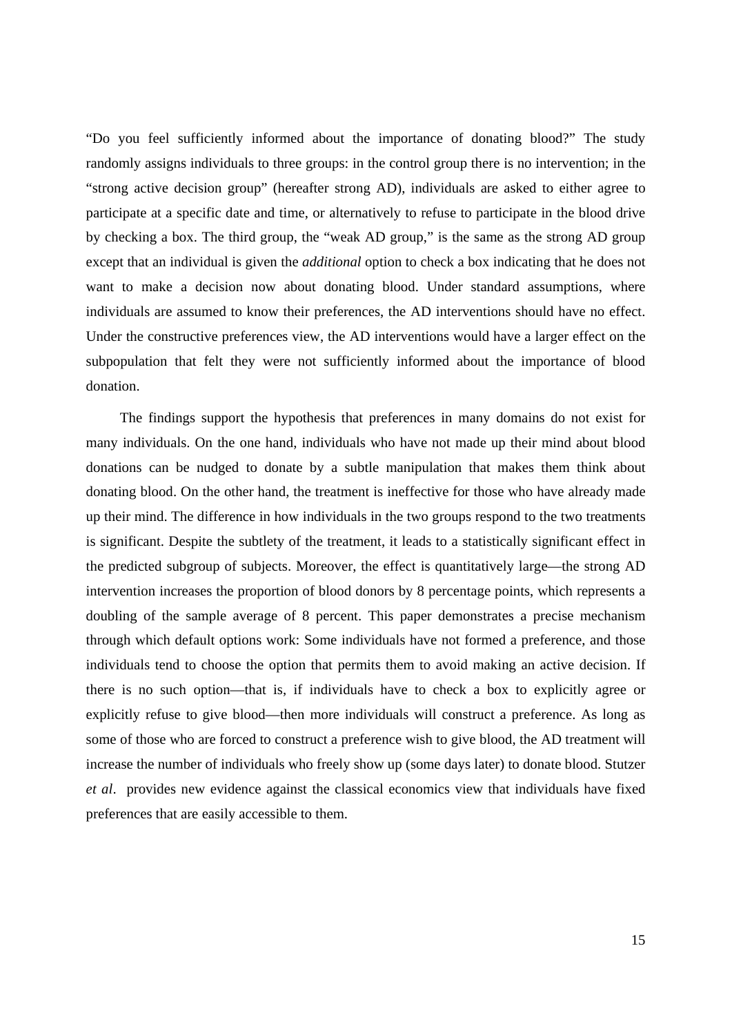"Do you feel sufficiently informed about the importance of donating blood?" The study randomly assigns individuals to three groups: in the control group there is no intervention; in the "strong active decision group" (hereafter strong AD), individuals are asked to either agree to participate at a specific date and time, or alternatively to refuse to participate in the blood drive by checking a box. The third group, the "weak AD group," is the same as the strong AD group except that an individual is given the *additional* option to check a box indicating that he does not want to make a decision now about donating blood. Under standard assumptions, where individuals are assumed to know their preferences, the AD interventions should have no effect. Under the constructive preferences view, the AD interventions would have a larger effect on the subpopulation that felt they were not sufficiently informed about the importance of blood donation.

The findings support the hypothesis that preferences in many domains do not exist for many individuals. On the one hand, individuals who have not made up their mind about blood donations can be nudged to donate by a subtle manipulation that makes them think about donating blood. On the other hand, the treatment is ineffective for those who have already made up their mind. The difference in how individuals in the two groups respond to the two treatments is significant. Despite the subtlety of the treatment, it leads to a statistically significant effect in the predicted subgroup of subjects. Moreover, the effect is quantitatively large—the strong AD intervention increases the proportion of blood donors by 8 percentage points, which represents a doubling of the sample average of 8 percent. This paper demonstrates a precise mechanism through which default options work: Some individuals have not formed a preference, and those individuals tend to choose the option that permits them to avoid making an active decision. If there is no such option—that is, if individuals have to check a box to explicitly agree or explicitly refuse to give blood—then more individuals will construct a preference. As long as some of those who are forced to construct a preference wish to give blood, the AD treatment will increase the number of individuals who freely show up (some days later) to donate blood. Stutzer *et al*. provides new evidence against the classical economics view that individuals have fixed preferences that are easily accessible to them.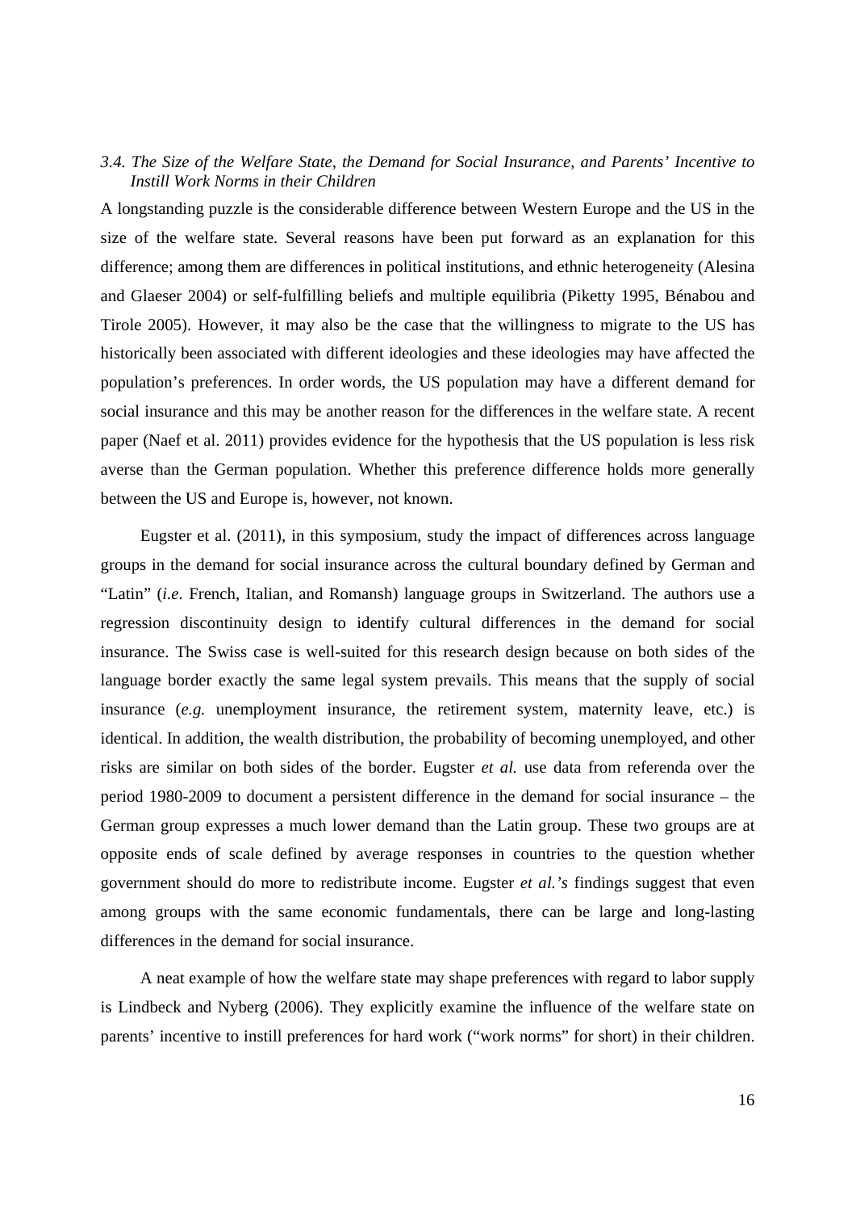### *3.4. The Size of the Welfare State, the Demand for Social Insurance, and Parents' Incentive to Instill Work Norms in their Children*

A longstanding puzzle is the considerable difference between Western Europe and the US in the size of the welfare state. Several reasons have been put forward as an explanation for this difference; among them are differences in political institutions, and ethnic heterogeneity (Alesina and Glaeser 2004) or self-fulfilling beliefs and multiple equilibria (Piketty 1995, Bénabou and Tirole 2005). However, it may also be the case that the willingness to migrate to the US has historically been associated with different ideologies and these ideologies may have affected the population's preferences. In order words, the US population may have a different demand for social insurance and this may be another reason for the differences in the welfare state. A recent paper (Naef et al. 2011) provides evidence for the hypothesis that the US population is less risk averse than the German population. Whether this preference difference holds more generally between the US and Europe is, however, not known.

Eugster et al. (2011), in this symposium, study the impact of differences across language groups in the demand for social insurance across the cultural boundary defined by German and "Latin" (*i.e*. French, Italian, and Romansh) language groups in Switzerland. The authors use a regression discontinuity design to identify cultural differences in the demand for social insurance. The Swiss case is well-suited for this research design because on both sides of the language border exactly the same legal system prevails. This means that the supply of social insurance (*e.g.* unemployment insurance, the retirement system, maternity leave, etc.) is identical. In addition, the wealth distribution, the probability of becoming unemployed, and other risks are similar on both sides of the border. Eugster *et al.* use data from referenda over the period 1980-2009 to document a persistent difference in the demand for social insurance – the German group expresses a much lower demand than the Latin group. These two groups are at opposite ends of scale defined by average responses in countries to the question whether government should do more to redistribute income. Eugster *et al.'s* findings suggest that even among groups with the same economic fundamentals, there can be large and long-lasting differences in the demand for social insurance.

A neat example of how the welfare state may shape preferences with regard to labor supply is Lindbeck and Nyberg (2006). They explicitly examine the influence of the welfare state on parents' incentive to instill preferences for hard work ("work norms" for short) in their children.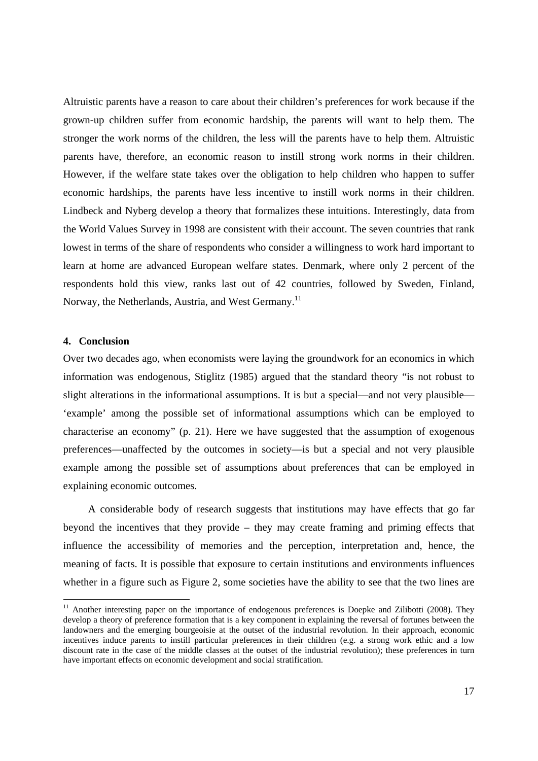Altruistic parents have a reason to care about their children's preferences for work because if the grown-up children suffer from economic hardship, the parents will want to help them. The stronger the work norms of the children, the less will the parents have to help them. Altruistic parents have, therefore, an economic reason to instill strong work norms in their children. However, if the welfare state takes over the obligation to help children who happen to suffer economic hardships, the parents have less incentive to instill work norms in their children. Lindbeck and Nyberg develop a theory that formalizes these intuitions. Interestingly, data from the World Values Survey in 1998 are consistent with their account. The seven countries that rank lowest in terms of the share of respondents who consider a willingness to work hard important to learn at home are advanced European welfare states. Denmark, where only 2 percent of the respondents hold this view, ranks last out of 42 countries, followed by Sweden, Finland, Norway, the Netherlands, Austria, and West Germany.[11]

## 4. Conclusion

Over two decades ago, when economists were laying the groundwork for an economics in which information was endogenous, Stiglitz (1985) argued that the standard theory "is not robust to slight alterations in the informational assumptions. It is but a special—and not very plausible—'example' among the possible set of informational assumptions which can be employed to characterise an economy" (p. 21). Here we have suggested that the assumption of exogenous preferences—unaffected by the outcomes in society—is but a special and not very plausible example among the possible set of assumptions about preferences that can be employed in explaining economic outcomes.

A considerable body of research suggests that institutions may have effects that go far beyond the incentives that they provide – they may create framing and priming effects that influence the accessibility of memories and the perception, interpretation and, hence, the meaning of facts. It is possible that exposure to certain institutions and environments influences whether in a figure such as Figure 2, some societies have the ability to see that the two lines are

[11] Another interesting paper on the importance of endogenous preferences is Doepke and Zilibotti (2008). They develop a theory of preference formation that is a key component in explaining the reversal of fortunes between the landowners and the emerging bourgeoisie at the outset of the industrial revolution. In their approach, economic incentives induce parents to instill particular preferences in their children (e.g. a strong work ethic and a low discount rate in the case of the middle classes at the outset of the industrial revolution); these preferences in turn have important effects on economic development and social stratification.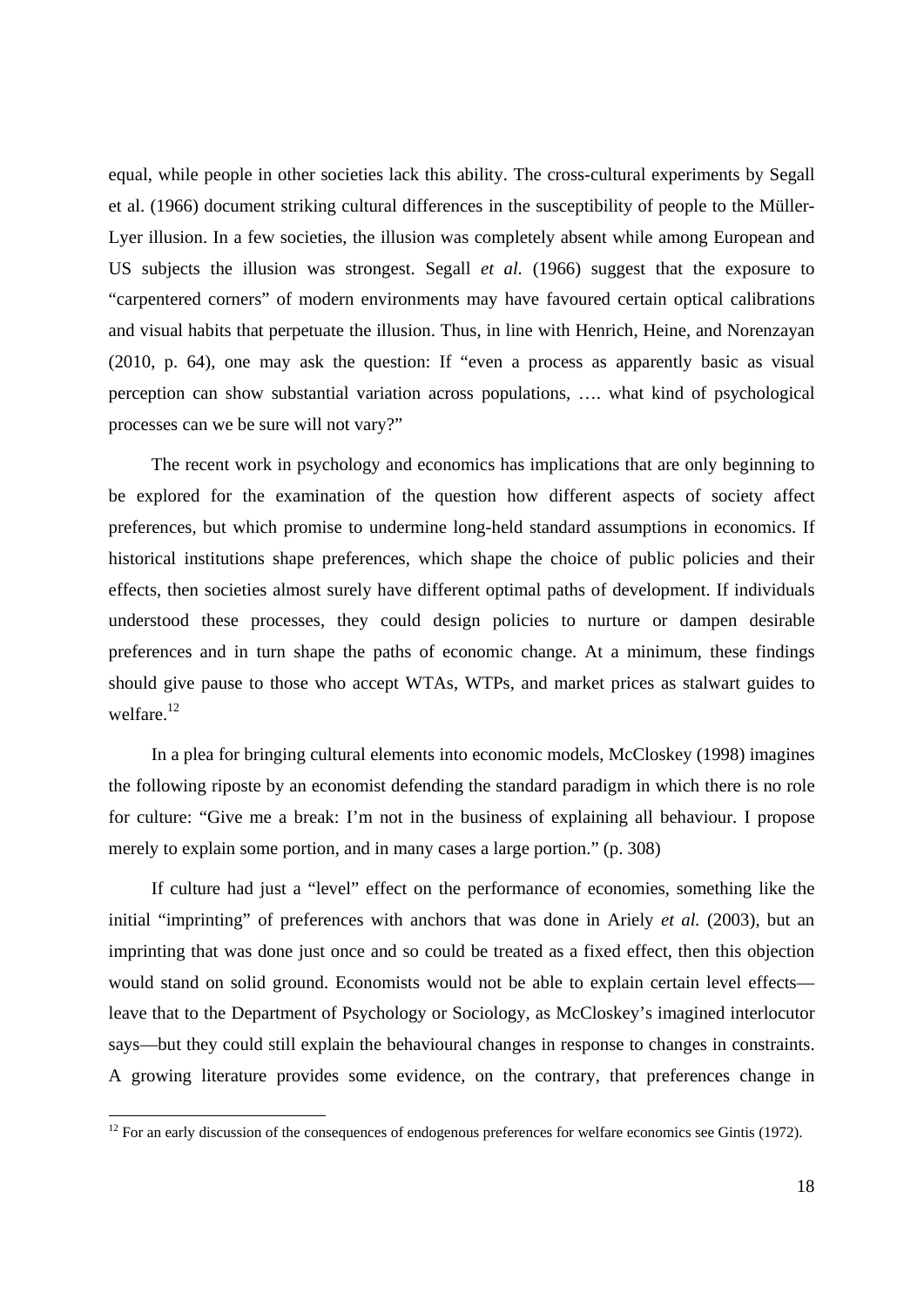equal, while people in other societies lack this ability. The cross-cultural experiments by Segall et al. (1966) document striking cultural differences in the susceptibility of people to the Müller-Lyer illusion. In a few societies, the illusion was completely absent while among European and US subjects the illusion was strongest. Segall *et al.* (1966) suggest that the exposure to "carpentered corners" of modern environments may have favoured certain optical calibrations and visual habits that perpetuate the illusion. Thus, in line with Henrich, Heine, and Norenzayan (2010, p. 64), one may ask the question: If "even a process as apparently basic as visual perception can show substantial variation across populations, …. what kind of psychological processes can we be sure will not vary?"

The recent work in psychology and economics has implications that are only beginning to be explored for the examination of the question how different aspects of society affect preferences, but which promise to undermine long-held standard assumptions in economics. If historical institutions shape preferences, which shape the choice of public policies and their effects, then societies almost surely have different optimal paths of development. If individuals understood these processes, they could design policies to nurture or dampen desirable preferences and in turn shape the paths of economic change. At a minimum, these findings should give pause to those who accept WTAs, WTPs, and market prices as stalwart guides to welfare.[12]

In a plea for bringing cultural elements into economic models, McCloskey (1998) imagines the following riposte by an economist defending the standard paradigm in which there is no role for culture: "Give me a break: I'm not in the business of explaining all behaviour. I propose merely to explain some portion, and in many cases a large portion." (p. 308)

If culture had just a "level" effect on the performance of economies, something like the initial "imprinting" of preferences with anchors that was done in Ariely *et al.* (2003), but an imprinting that was done just once and so could be treated as a fixed effect, then this objection would stand on solid ground. Economists would not be able to explain certain level effects—leave that to the Department of Psychology or Sociology, as McCloskey's imagined interlocutor says—but they could still explain the behavioural changes in response to changes in constraints. A growing literature provides some evidence, on the contrary, that preferences change in

[12] For an early discussion of the consequences of endogenous preferences for welfare economics see Gintis (1972).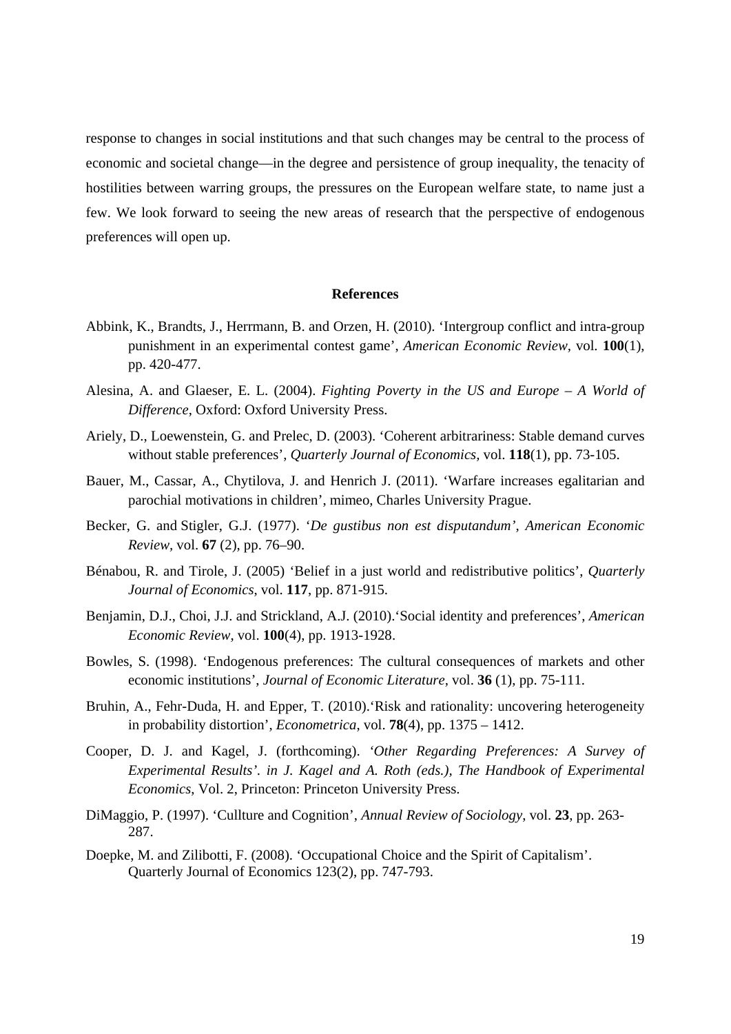response to changes in social institutions and that such changes may be central to the process of economic and societal change—in the degree and persistence of group inequality, the tenacity of hostilities between warring groups, the pressures on the European welfare state, to name just a few. We look forward to seeing the new areas of research that the perspective of endogenous preferences will open up.

## References

Abbink, K., Brandts, J., Herrmann, B. and Orzen, H. (2010). 'Intergroup conflict and intra-group punishment in an experimental contest game', *American Economic Review*, vol. **100**(1), pp. 420-477.

Alesina, A. and Glaeser, E. L. (2004). *Fighting Poverty in the US and Europe – A World of Difference*, Oxford: Oxford University Press.

Ariely, D., Loewenstein, G. and Prelec, D. (2003). 'Coherent arbitrariness: Stable demand curves without stable preferences', *Quarterly Journal of Economics*, vol. **118**(1), pp. 73-105.

Bauer, M., Cassar, A., Chytilova, J. and Henrich J. (2011). 'Warfare increases egalitarian and parochial motivations in children', mimeo, Charles University Prague.

Becker, G. and Stigler, G.J. (1977). '*De gustibus non est disputandum*', *American Economic Review*, vol. **67** (2), pp. 76–90.

Bénabou, R. and Tirole, J. (2005) 'Belief in a just world and redistributive politics', *Quarterly Journal of Economics*, vol. **117**, pp. 871-915.

Benjamin, D.J., Choi, J.J. and Strickland, A.J. (2010).'Social identity and preferences', *American Economic Review*, vol. **100**(4), pp. 1913-1928.

Bowles, S. (1998). 'Endogenous preferences: The cultural consequences of markets and other economic institutions', *Journal of Economic Literature*, vol. **36** (1), pp. 75-111.

Bruhin, A., Fehr-Duda, H. and Epper, T. (2010).'Risk and rationality: uncovering heterogeneity in probability distortion', *Econometrica*, vol. **78**(4), pp. 1375 – 1412.

Cooper, D. J. and Kagel, J. (forthcoming). *'Other Regarding Preferences: A Survey of Experimental Results'. in J. Kagel and A. Roth (eds.), The Handbook of Experimental Economics*, Vol. 2, Princeton: Princeton University Press.

DiMaggio, P. (1997). 'Cullture and Cognition', *Annual Review of Sociology*, vol. **23**, pp. 263-287.

Doepke, M. and Zilibotti, F. (2008). 'Occupational Choice and the Spirit of Capitalism'. Quarterly Journal of Economics 123(2), pp. 747-793.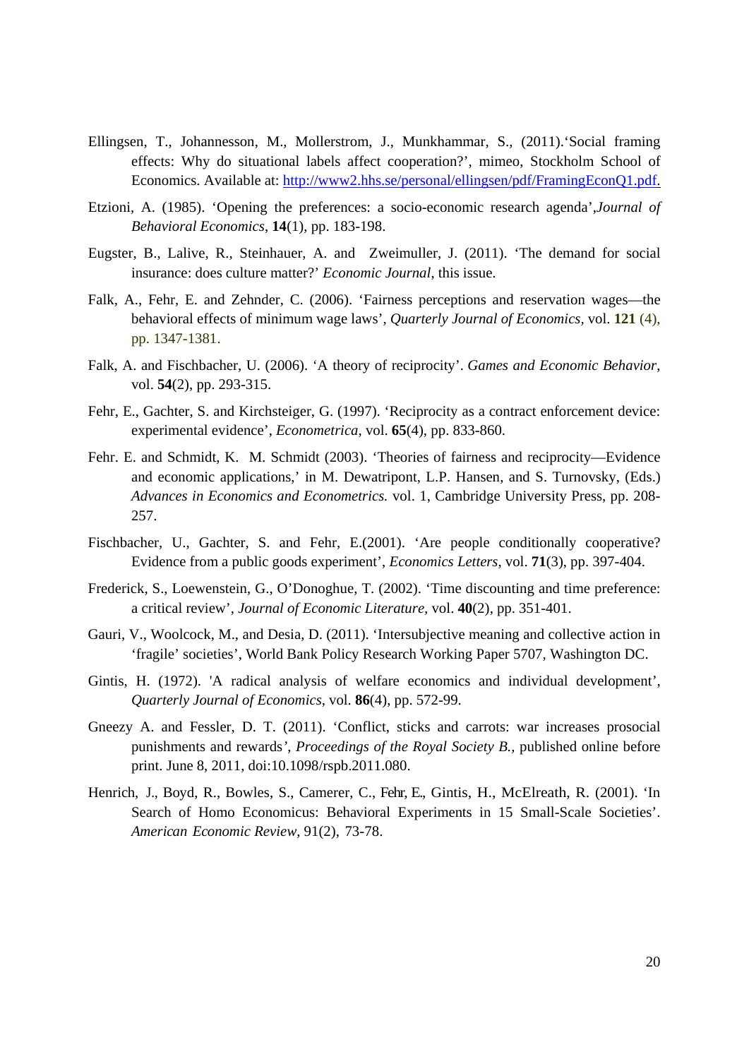Ellingsen, T., Johannesson, M., Mollerstrom, J., Munkhammar, S., (2011).'Social framing effects: Why do situational labels affect cooperation?', mimeo, Stockholm School of Economics. Available at: http://www2.hhs.se/personal/ellingsen/pdf/FramingEconQ1.pdf.

Etzioni, A. (1985). 'Opening the preferences: a socio-economic research agenda',*Journal of Behavioral Economics*, **14**(1), pp. 183-198.

Eugster, B., Lalive, R., Steinhauer, A. and Zweimuller, J. (2011). 'The demand for social insurance: does culture matter?' *Economic Journal*, this issue.

Falk, A., Fehr, E. and Zehnder, C. (2006). 'Fairness perceptions and reservation wages—the behavioral effects of minimum wage laws', *Quarterly Journal of Economics*, vol. **121** (4), pp. 1347-1381.

Falk, A. and Fischbacher, U. (2006). 'A theory of reciprocity'. *Games and Economic Behavior*, vol. **54**(2), pp. 293-315.

Fehr, E., Gachter, S. and Kirchsteiger, G. (1997). 'Reciprocity as a contract enforcement device: experimental evidence', *Econometrica*, vol. **65**(4), pp. 833-860.

Fehr. E. and Schmidt, K. M. Schmidt (2003). 'Theories of fairness and reciprocity—Evidence and economic applications,' in M. Dewatripont, L.P. Hansen, and S. Turnovsky, (Eds.) *Advances in Economics and Econometrics.* vol. 1, Cambridge University Press, pp. 208-257.

Fischbacher, U., Gachter, S. and Fehr, E.(2001). 'Are people conditionally cooperative? Evidence from a public goods experiment', *Economics Letters*, vol. **71**(3), pp. 397-404.

Frederick, S., Loewenstein, G., O'Donoghue, T. (2002). 'Time discounting and time preference: a critical review', *Journal of Economic Literature*, vol. **40**(2), pp. 351-401.

Gauri, V., Woolcock, M., and Desia, D. (2011). 'Intersubjective meaning and collective action in 'fragile' societies', World Bank Policy Research Working Paper 5707, Washington DC.

Gintis, H. (1972). 'A radical analysis of welfare economics and individual development', *Quarterly Journal of Economics*, vol. **86**(4), pp. 572-99.

Gneezy A. and Fessler, D. T. (2011). 'Conflict, sticks and carrots: war increases prosocial punishments and rewards', *Proceedings of the Royal Society B.*, published online before print. June 8, 2011, doi:10.1098/rspb.2011.080.

Henrich, J., Boyd, R., Bowles, S., Camerer, C., Fehr, E., Gintis, H., McElreath, R. (2001). 'In Search of Homo Economicus: Behavioral Experiments in 15 Small-Scale Societies'. *American Economic Review*, 91(2), 73-78.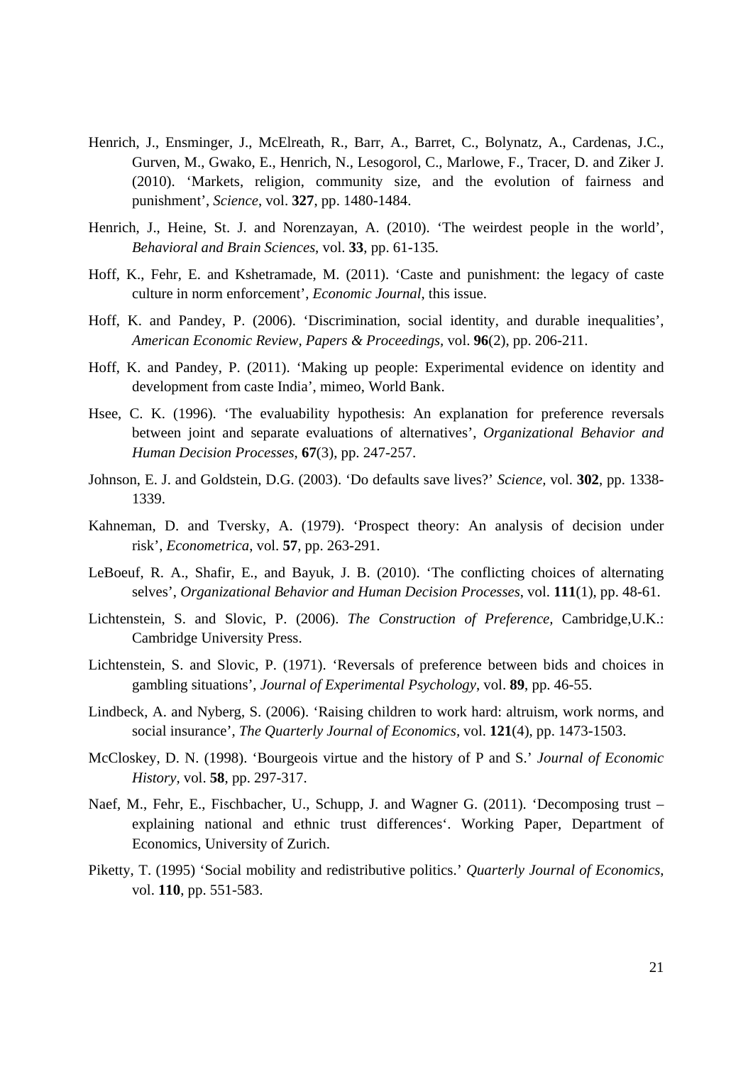Henrich, J., Ensminger, J., McElreath, R., Barr, A., Barret, C., Bolynatz, A., Cardenas, J.C., Gurven, M., Gwako, E., Henrich, N., Lesogorol, C., Marlowe, F., Tracer, D. and Ziker J. (2010). 'Markets, religion, community size, and the evolution of fairness and punishment', *Science*, vol. **327**, pp. 1480-1484.

Henrich, J., Heine, St. J. and Norenzayan, A. (2010). 'The weirdest people in the world', *Behavioral and Brain Sciences*, vol. **33**, pp. 61-135.

Hoff, K., Fehr, E. and Kshetramade, M. (2011). 'Caste and punishment: the legacy of caste culture in norm enforcement', *Economic Journal*, this issue.

Hoff, K. and Pandey, P. (2006). 'Discrimination, social identity, and durable inequalities', *American Economic Review, Papers & Proceedings*, vol. **96**(2), pp. 206-211.

Hoff, K. and Pandey, P. (2011). 'Making up people: Experimental evidence on identity and development from caste India', mimeo, World Bank.

Hsee, C. K. (1996). 'The evaluability hypothesis: An explanation for preference reversals between joint and separate evaluations of alternatives', *Organizational Behavior and Human Decision Processes*, **67**(3), pp. 247-257.

Johnson, E. J. and Goldstein, D.G. (2003). 'Do defaults save lives?' *Science*, vol. **302**, pp. 1338-1339.

Kahneman, D. and Tversky, A. (1979). 'Prospect theory: An analysis of decision under risk', *Econometrica*, vol. **57**, pp. 263-291.

LeBoeuf, R. A., Shafir, E., and Bayuk, J. B. (2010). 'The conflicting choices of alternating selves', *Organizational Behavior and Human Decision Processes*, vol. **111**(1), pp. 48-61.

Lichtenstein, S. and Slovic, P. (2006). *The Construction of Preference*, Cambridge,U.K.: Cambridge University Press.

Lichtenstein, S. and Slovic, P. (1971). 'Reversals of preference between bids and choices in gambling situations', *Journal of Experimental Psychology*, vol. **89**, pp. 46-55.

Lindbeck, A. and Nyberg, S. (2006). 'Raising children to work hard: altruism, work norms, and social insurance', *The Quarterly Journal of Economics*, vol. **121**(4), pp. 1473-1503.

McCloskey, D. N. (1998). 'Bourgeois virtue and the history of P and S.' *Journal of Economic History*, vol. **58**, pp. 297-317.

Naef, M., Fehr, E., Fischbacher, U., Schupp, J. and Wagner G. (2011). 'Decomposing trust – explaining national and ethnic trust differences'. Working Paper, Department of Economics, University of Zurich.

Piketty, T. (1995) 'Social mobility and redistributive politics.' *Quarterly Journal of Economics*, vol. **110**, pp. 551-583.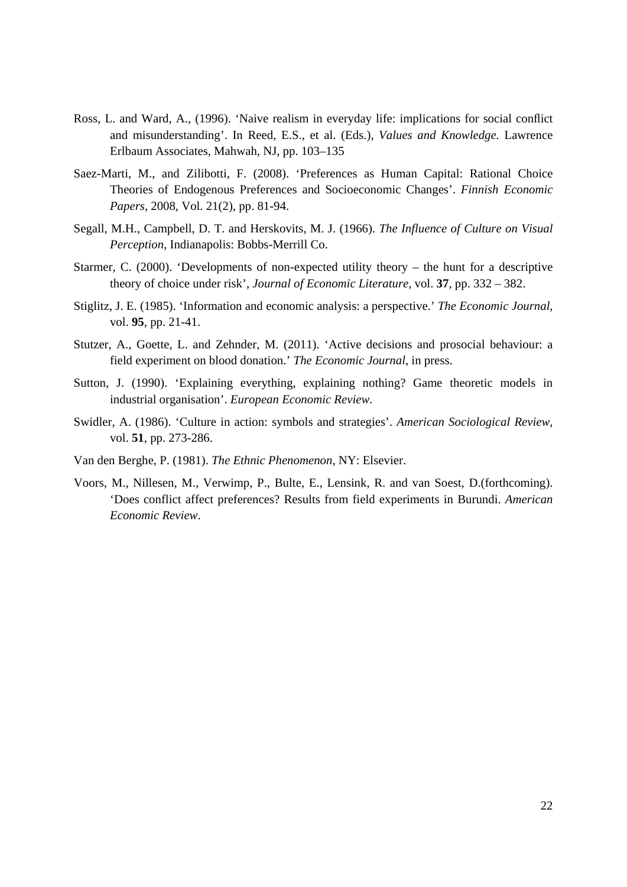Ross, L. and Ward, A., (1996). 'Naive realism in everyday life: implications for social conflict and misunderstanding'. In Reed, E.S., et al. (Eds.), *Values and Knowledge.* Lawrence Erlbaum Associates, Mahwah, NJ, pp. 103–135

Saez-Marti, M., and Zilibotti, F. (2008). 'Preferences as Human Capital: Rational Choice Theories of Endogenous Preferences and Socioeconomic Changes'. *Finnish Economic Papers*, 2008, Vol. 21(2), pp. 81-94.

Segall, M.H., Campbell, D. T. and Herskovits, M. J. (1966). *The Influence of Culture on Visual Perception*, Indianapolis: Bobbs-Merrill Co.

Starmer, C. (2000). 'Developments of non-expected utility theory – the hunt for a descriptive theory of choice under risk', *Journal of Economic Literature*, vol. **37**, pp. 332 – 382.

Stiglitz, J. E. (1985). 'Information and economic analysis: a perspective.' *The Economic Journal*, vol. **95**, pp. 21-41.

Stutzer, A., Goette, L. and Zehnder, M. (2011). 'Active decisions and prosocial behaviour: a field experiment on blood donation.' *The Economic Journal*, in press.

Sutton, J. (1990). 'Explaining everything, explaining nothing? Game theoretic models in industrial organisation'. *European Economic Review.*

Swidler, A. (1986). 'Culture in action: symbols and strategies'. *American Sociological Review*, vol. **51**, pp. 273-286.

Van den Berghe, P. (1981). *The Ethnic Phenomenon*, NY: Elsevier.

Voors, M., Nillesen, M., Verwimp, P., Bulte, E., Lensink, R. and van Soest, D.(forthcoming). 'Does conflict affect preferences? Results from field experiments in Burundi. *American Economic Review*.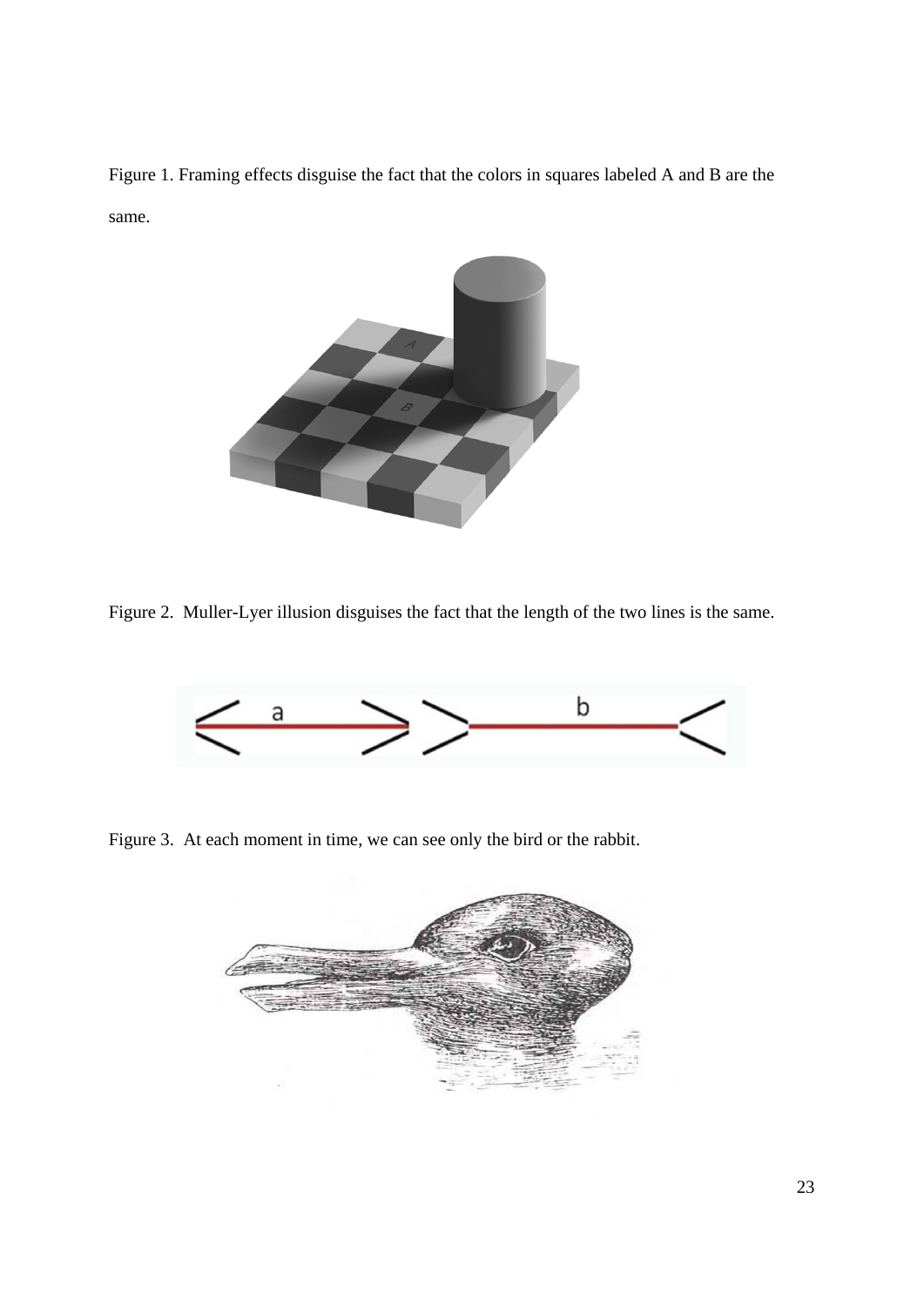Figure 1. Framing effects disguise the fact that the colors in squares labeled A and B are the same.

Figure 2. Muller-Lyer illusion disguises the fact that the length of the two lines is the same.

Figure 3. At each moment in time, we can see only the bird or the rabbit.